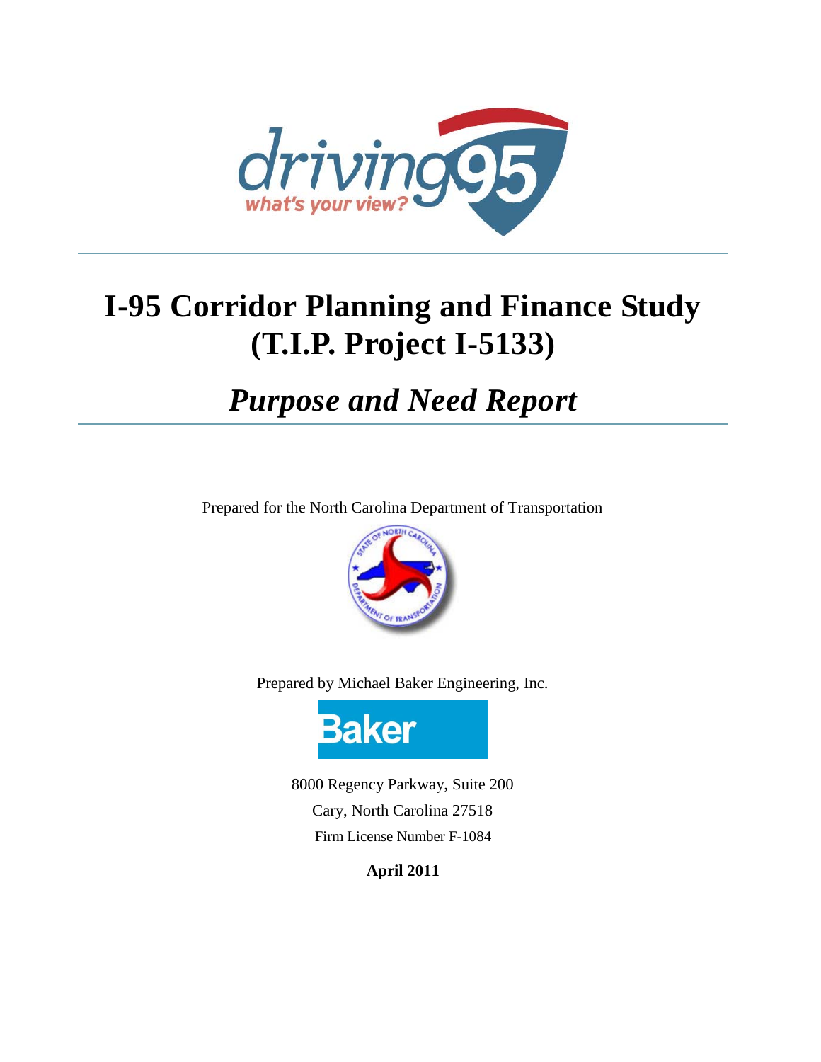driving95

what's your view?

# I-95 Corridor Planning and Finance Study (T.I.P. Project I-5133)

## *Purpose and Need Report*

Prepared for the North Carolina Department of Transportation

Prepared by Michael Baker Engineering, Inc.

8000 Regency Parkway, Suite 200

Cary, North Carolina 27518

Firm License Number F-1084

**April 2011**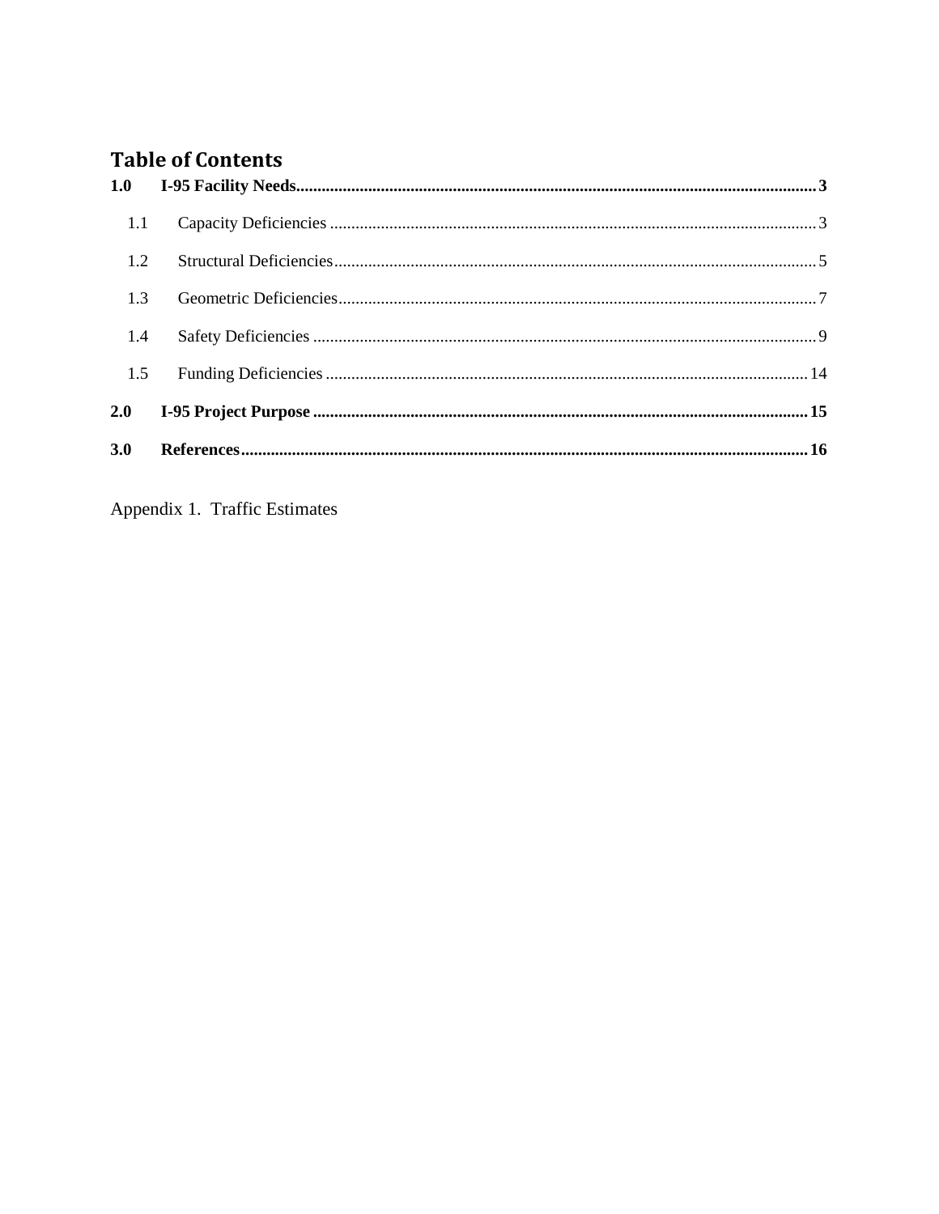# Table of Contents

**1.0 I-95 Facility Needs** .......... **3**

1.1 Capacity Deficiencies .......... 3

1.2 Structural Deficiencies .......... 5

1.3 Geometric Deficiencies .......... 7

1.4 Safety Deficiencies .......... 9

1.5 Funding Deficiencies .......... 14

**2.0 I-95 Project Purpose** .......... **15**

**3.0 References** .......... **16**

Appendix 1. Traffic Estimates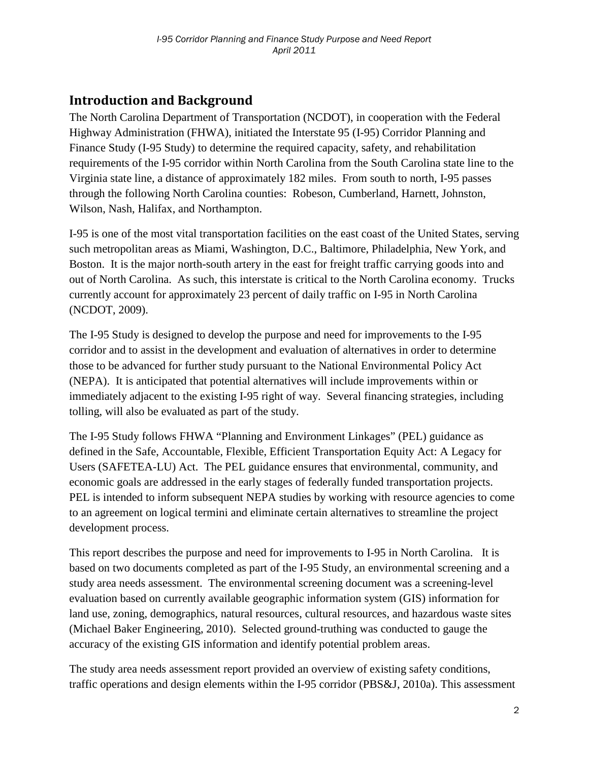## Introduction and Background

The North Carolina Department of Transportation (NCDOT), in cooperation with the Federal Highway Administration (FHWA), initiated the Interstate 95 (I-95) Corridor Planning and Finance Study (I-95 Study) to determine the required capacity, safety, and rehabilitation requirements of the I-95 corridor within North Carolina from the South Carolina state line to the Virginia state line, a distance of approximately 182 miles. From south to north, I-95 passes through the following North Carolina counties: Robeson, Cumberland, Harnett, Johnston, Wilson, Nash, Halifax, and Northampton.

I-95 is one of the most vital transportation facilities on the east coast of the United States, serving such metropolitan areas as Miami, Washington, D.C., Baltimore, Philadelphia, New York, and Boston. It is the major north-south artery in the east for freight traffic carrying goods into and out of North Carolina. As such, this interstate is critical to the North Carolina economy. Trucks currently account for approximately 23 percent of daily traffic on I-95 in North Carolina (NCDOT, 2009).

The I-95 Study is designed to develop the purpose and need for improvements to the I-95 corridor and to assist in the development and evaluation of alternatives in order to determine those to be advanced for further study pursuant to the National Environmental Policy Act (NEPA). It is anticipated that potential alternatives will include improvements within or immediately adjacent to the existing I-95 right of way. Several financing strategies, including tolling, will also be evaluated as part of the study.

The I-95 Study follows FHWA "Planning and Environment Linkages" (PEL) guidance as defined in the Safe, Accountable, Flexible, Efficient Transportation Equity Act: A Legacy for Users (SAFETEA-LU) Act. The PEL guidance ensures that environmental, community, and economic goals are addressed in the early stages of federally funded transportation projects. PEL is intended to inform subsequent NEPA studies by working with resource agencies to come to an agreement on logical termini and eliminate certain alternatives to streamline the project development process.

This report describes the purpose and need for improvements to I-95 in North Carolina. It is based on two documents completed as part of the I-95 Study, an environmental screening and a study area needs assessment. The environmental screening document was a screening-level evaluation based on currently available geographic information system (GIS) information for land use, zoning, demographics, natural resources, cultural resources, and hazardous waste sites (Michael Baker Engineering, 2010). Selected ground-truthing was conducted to gauge the accuracy of the existing GIS information and identify potential problem areas.

The study area needs assessment report provided an overview of existing safety conditions, traffic operations and design elements within the I-95 corridor (PBS&J, 2010a). This assessment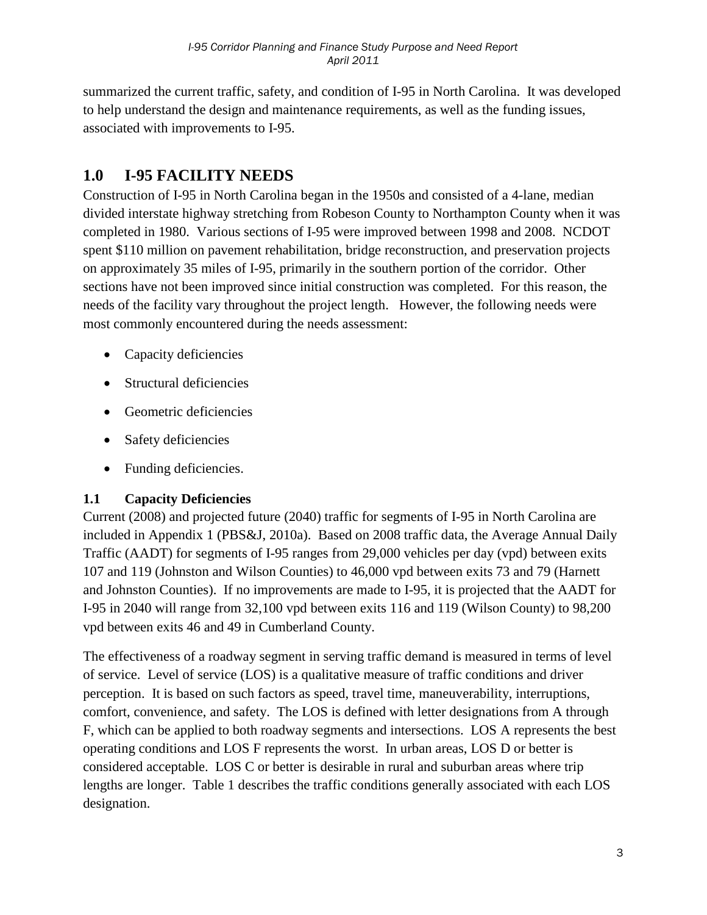summarized the current traffic, safety, and condition of I-95 in North Carolina. It was developed to help understand the design and maintenance requirements, as well as the funding issues, associated with improvements to I-95.

## 1.0 I-95 FACILITY NEEDS

Construction of I-95 in North Carolina began in the 1950s and consisted of a 4-lane, median divided interstate highway stretching from Robeson County to Northampton County when it was completed in 1980. Various sections of I-95 were improved between 1998 and 2008. NCDOT spent $110 million on pavement rehabilitation, bridge reconstruction, and preservation projects on approximately 35 miles of I-95, primarily in the southern portion of the corridor. Other sections have not been improved since initial construction was completed. For this reason, the needs of the facility vary throughout the project length. However, the following needs were most commonly encountered during the needs assessment:

- Capacity deficiencies
- Structural deficiencies
- Geometric deficiencies
- Safety deficiencies
- Funding deficiencies.

### 1.1 Capacity Deficiencies

Current (2008) and projected future (2040) traffic for segments of I-95 in North Carolina are included in Appendix 1 (PBS&J, 2010a). Based on 2008 traffic data, the Average Annual Daily Traffic (AADT) for segments of I-95 ranges from 29,000 vehicles per day (vpd) between exits 107 and 119 (Johnston and Wilson Counties) to 46,000 vpd between exits 73 and 79 (Harnett and Johnston Counties). If no improvements are made to I-95, it is projected that the AADT for I-95 in 2040 will range from 32,100 vpd between exits 116 and 119 (Wilson County) to 98,200 vpd between exits 46 and 49 in Cumberland County.

The effectiveness of a roadway segment in serving traffic demand is measured in terms of level of service. Level of service (LOS) is a qualitative measure of traffic conditions and driver perception. It is based on such factors as speed, travel time, maneuverability, interruptions, comfort, convenience, and safety. The LOS is defined with letter designations from A through F, which can be applied to both roadway segments and intersections. LOS A represents the best operating conditions and LOS F represents the worst. In urban areas, LOS D or better is considered acceptable. LOS C or better is desirable in rural and suburban areas where trip lengths are longer. Table 1 describes the traffic conditions generally associated with each LOS designation.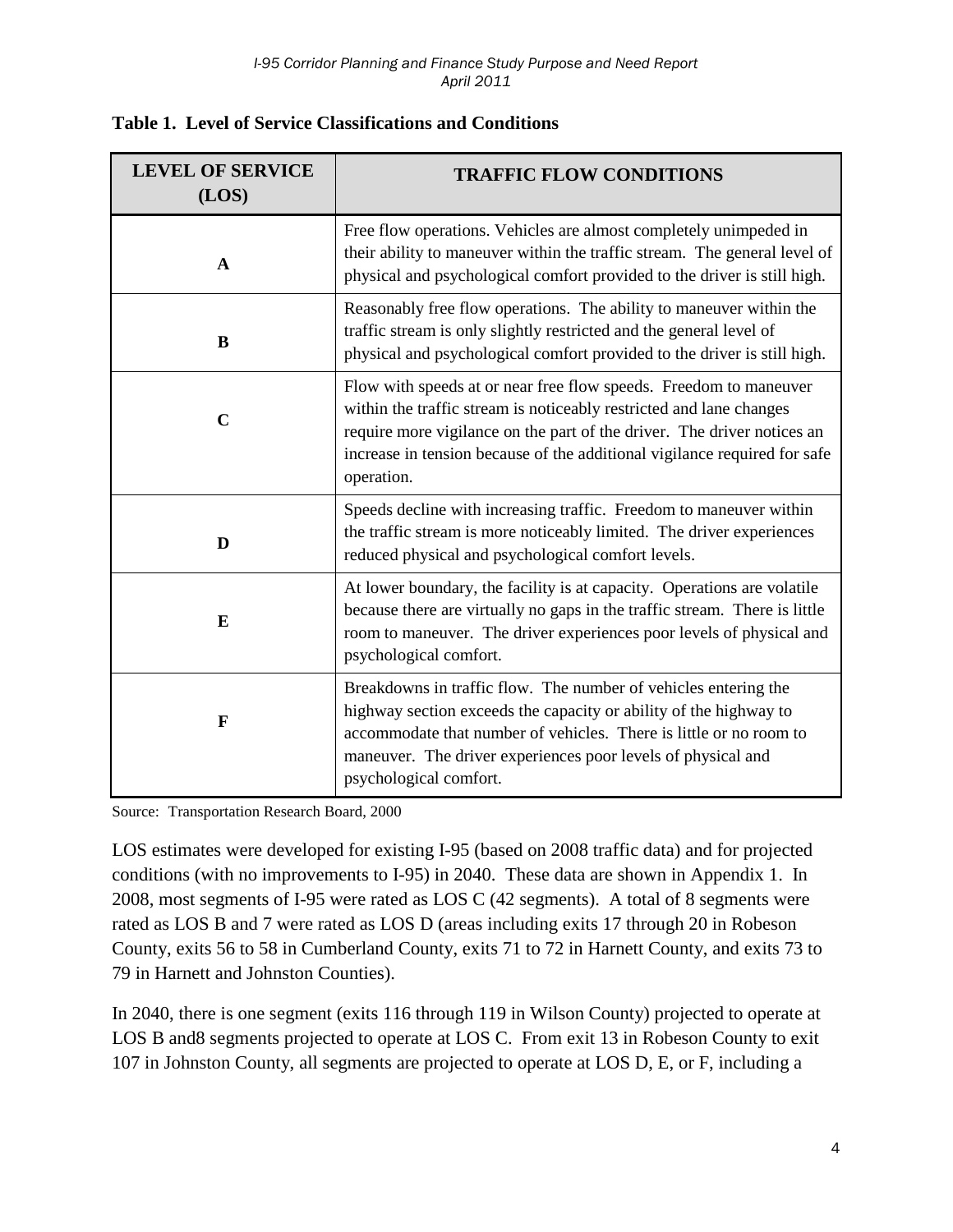**Table 1. Level of Service Classifications and Conditions**

| LEVEL OF SERVICE (LOS) | TRAFFIC FLOW CONDITIONS |
|---|---|
| **A** | Free flow operations. Vehicles are almost completely unimpeded in their ability to maneuver within the traffic stream. The general level of physical and psychological comfort provided to the driver is still high. |
| **B** | Reasonably free flow operations. The ability to maneuver within the traffic stream is only slightly restricted and the general level of physical and psychological comfort provided to the driver is still high. |
| **C** | Flow with speeds at or near free flow speeds. Freedom to maneuver within the traffic stream is noticeably restricted and lane changes require more vigilance on the part of the driver. The driver notices an increase in tension because of the additional vigilance required for safe operation. |
| **D** | Speeds decline with increasing traffic. Freedom to maneuver within the traffic stream is more noticeably limited. The driver experiences reduced physical and psychological comfort levels. |
| **E** | At lower boundary, the facility is at capacity. Operations are volatile because there are virtually no gaps in the traffic stream. There is little room to maneuver. The driver experiences poor levels of physical and psychological comfort. |
| **F** | Breakdowns in traffic flow. The number of vehicles entering the highway section exceeds the capacity or ability of the highway to accommodate that number of vehicles. There is little or no room to maneuver. The driver experiences poor levels of physical and psychological comfort. |

Source: Transportation Research Board, 2000

LOS estimates were developed for existing I-95 (based on 2008 traffic data) and for projected conditions (with no improvements to I-95) in 2040. These data are shown in Appendix 1. In 2008, most segments of I-95 were rated as LOS C (42 segments). A total of 8 segments were rated as LOS B and 7 were rated as LOS D (areas including exits 17 through 20 in Robeson County, exits 56 to 58 in Cumberland County, exits 71 to 72 in Harnett County, and exits 73 to 79 in Harnett and Johnston Counties).

In 2040, there is one segment (exits 116 through 119 in Wilson County) projected to operate at LOS B and8 segments projected to operate at LOS C. From exit 13 in Robeson County to exit 107 in Johnston County, all segments are projected to operate at LOS D, E, or F, including a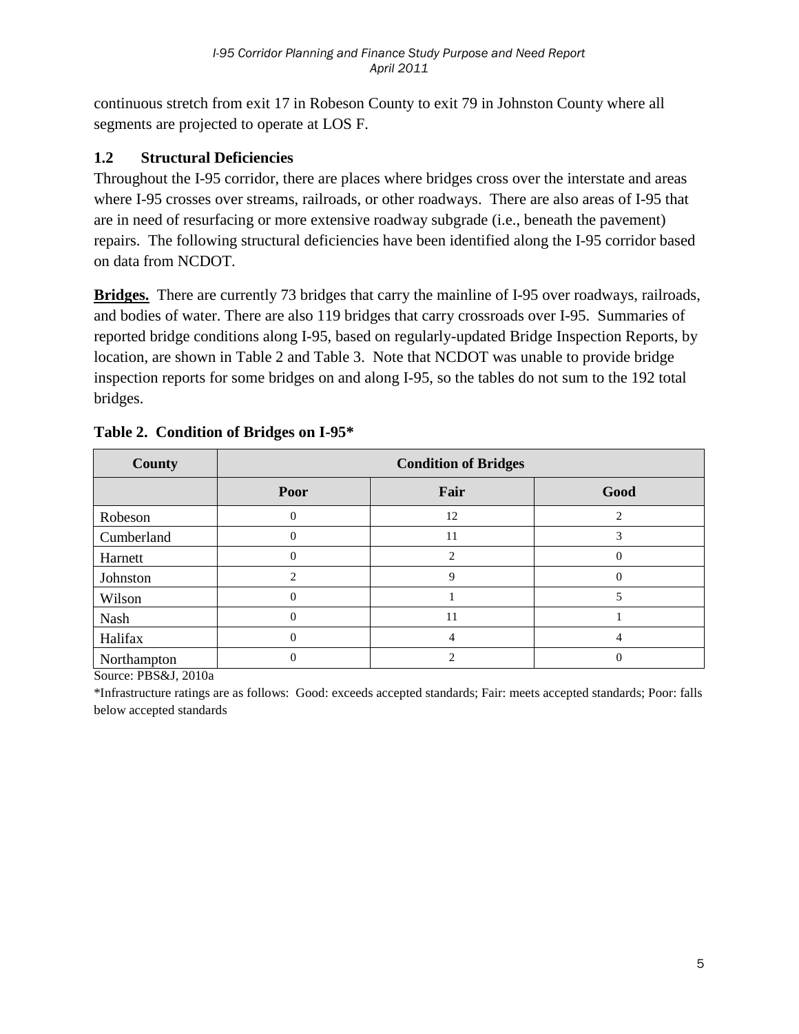continuous stretch from exit 17 in Robeson County to exit 79 in Johnston County where all segments are projected to operate at LOS F.

### 1.2 Structural Deficiencies

Throughout the I-95 corridor, there are places where bridges cross over the interstate and areas where I-95 crosses over streams, railroads, or other roadways. There are also areas of I-95 that are in need of resurfacing or more extensive roadway subgrade (i.e., beneath the pavement) repairs. The following structural deficiencies have been identified along the I-95 corridor based on data from NCDOT.

**Bridges.** There are currently 73 bridges that carry the mainline of I-95 over roadways, railroads, and bodies of water. There are also 119 bridges that carry crossroads over I-95. Summaries of reported bridge conditions along I-95, based on regularly-updated Bridge Inspection Reports, by location, are shown in Table 2 and Table 3. Note that NCDOT was unable to provide bridge inspection reports for some bridges on and along I-95, so the tables do not sum to the 192 total bridges.

**Table 2. Condition of Bridges on I-95***

| County | Condition of Bridges | | |
|---|---|---|---|
| | Poor | Fair | Good |
| Robeson | 0 | 12 | 2 |
| Cumberland | 0 | 11 | 3 |
| Harnett | 0 | 2 | 0 |
| Johnston | 2 | 9 | 0 |
| Wilson | 0 | 1 | 5 |
| Nash | 0 | 11 | 1 |
| Halifax | 0 | 4 | 4 |
| Northampton | 0 | 2 | 0 |

Source: PBS&J, 2010a

*Infrastructure ratings are as follows: Good: exceeds accepted standards; Fair: meets accepted standards; Poor: falls below accepted standards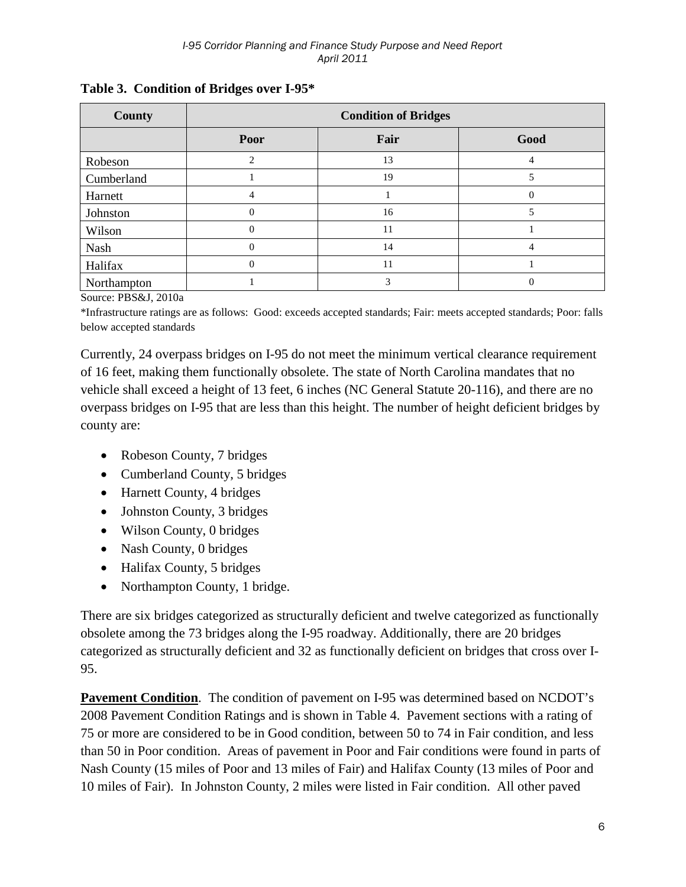**Table 3. Condition of Bridges over I-95***

| County | Condition of Bridges | | |
|---|---|---|---|
| | **Poor** | **Fair** | **Good** |
| Robeson | 2 | 13 | 4 |
| Cumberland | 1 | 19 | 5 |
| Harnett | 4 | 1 | 0 |
| Johnston | 0 | 16 | 5 |
| Wilson | 0 | 11 | 1 |
| Nash | 0 | 14 | 4 |
| Halifax | 0 | 11 | 1 |
| Northampton | 1 | 3 | 0 |

Source: PBS&J, 2010a

*Infrastructure ratings are as follows: Good: exceeds accepted standards; Fair: meets accepted standards; Poor: falls below accepted standards

Currently, 24 overpass bridges on I-95 do not meet the minimum vertical clearance requirement of 16 feet, making them functionally obsolete. The state of North Carolina mandates that no vehicle shall exceed a height of 13 feet, 6 inches (NC General Statute 20-116), and there are no overpass bridges on I-95 that are less than this height. The number of height deficient bridges by county are:

- Robeson County, 7 bridges
- Cumberland County, 5 bridges
- Harnett County, 4 bridges
- Johnston County, 3 bridges
- Wilson County, 0 bridges
- Nash County, 0 bridges
- Halifax County, 5 bridges
- Northampton County, 1 bridge.

There are six bridges categorized as structurally deficient and twelve categorized as functionally obsolete among the 73 bridges along the I-95 roadway. Additionally, there are 20 bridges categorized as structurally deficient and 32 as functionally deficient on bridges that cross over I-95.

**Pavement Condition**. The condition of pavement on I-95 was determined based on NCDOT's 2008 Pavement Condition Ratings and is shown in Table 4. Pavement sections with a rating of 75 or more are considered to be in Good condition, between 50 to 74 in Fair condition, and less than 50 in Poor condition. Areas of pavement in Poor and Fair conditions were found in parts of Nash County (15 miles of Poor and 13 miles of Fair) and Halifax County (13 miles of Poor and 10 miles of Fair). In Johnston County, 2 miles were listed in Fair condition. All other paved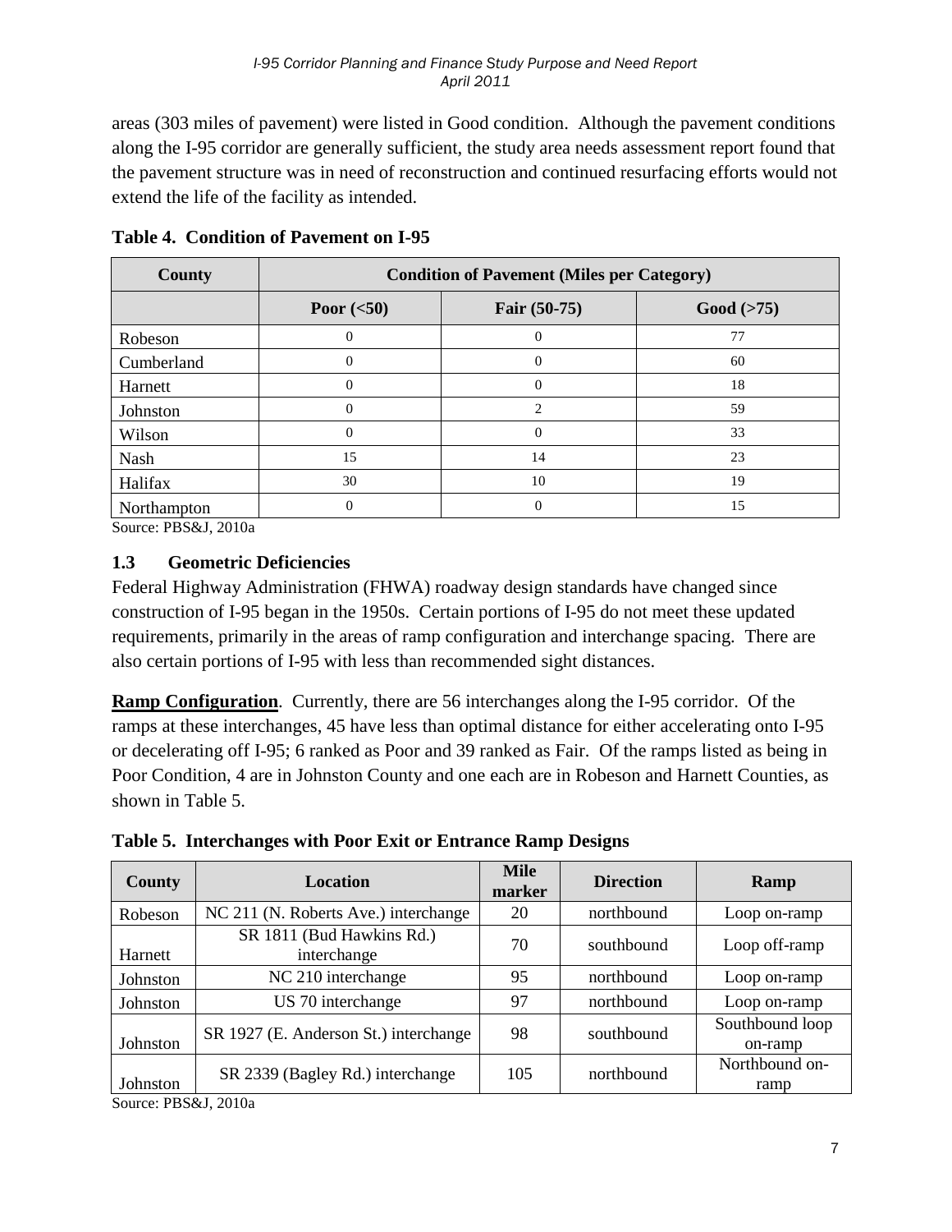areas (303 miles of pavement) were listed in Good condition. Although the pavement conditions along the I-95 corridor are generally sufficient, the study area needs assessment report found that the pavement structure was in need of reconstruction and continued resurfacing efforts would not extend the life of the facility as intended.

**Table 4. Condition of Pavement on I-95**

| County | Condition of Pavement (Miles per Category) | | |
|---|---|---|---|
| | Poor (<50) | Fair (50-75) | Good (>75) |
| Robeson | 0 | 0 | 77 |
| Cumberland | 0 | 0 | 60 |
| Harnett | 0 | 0 | 18 |
| Johnston | 0 | 2 | 59 |
| Wilson | 0 | 0 | 33 |
| Nash | 15 | 14 | 23 |
| Halifax | 30 | 10 | 19 |
| Northampton | 0 | 0 | 15 |

Source: PBS&J, 2010a

### 1.3 Geometric Deficiencies

Federal Highway Administration (FHWA) roadway design standards have changed since construction of I-95 began in the 1950s. Certain portions of I-95 do not meet these updated requirements, primarily in the areas of ramp configuration and interchange spacing. There are also certain portions of I-95 with less than recommended sight distances.

**Ramp Configuration**. Currently, there are 56 interchanges along the I-95 corridor. Of the ramps at these interchanges, 45 have less than optimal distance for either accelerating onto I-95 or decelerating off I-95; 6 ranked as Poor and 39 ranked as Fair. Of the ramps listed as being in Poor Condition, 4 are in Johnston County and one each are in Robeson and Harnett Counties, as shown in Table 5.

**Table 5. Interchanges with Poor Exit or Entrance Ramp Designs**

| County | Location | Mile marker | Direction | Ramp |
|---|---|---|---|---|
| Robeson | NC 211 (N. Roberts Ave.) interchange | 20 | northbound | Loop on-ramp |
| Harnett | SR 1811 (Bud Hawkins Rd.) interchange | 70 | southbound | Loop off-ramp |
| Johnston | NC 210 interchange | 95 | northbound | Loop on-ramp |
| Johnston | US 70 interchange | 97 | northbound | Loop on-ramp |
| Johnston | SR 1927 (E. Anderson St.) interchange | 98 | southbound | Southbound loop on-ramp |
| Johnston | SR 2339 (Bagley Rd.) interchange | 105 | northbound | Northbound on-ramp |

Source: PBS&J, 2010a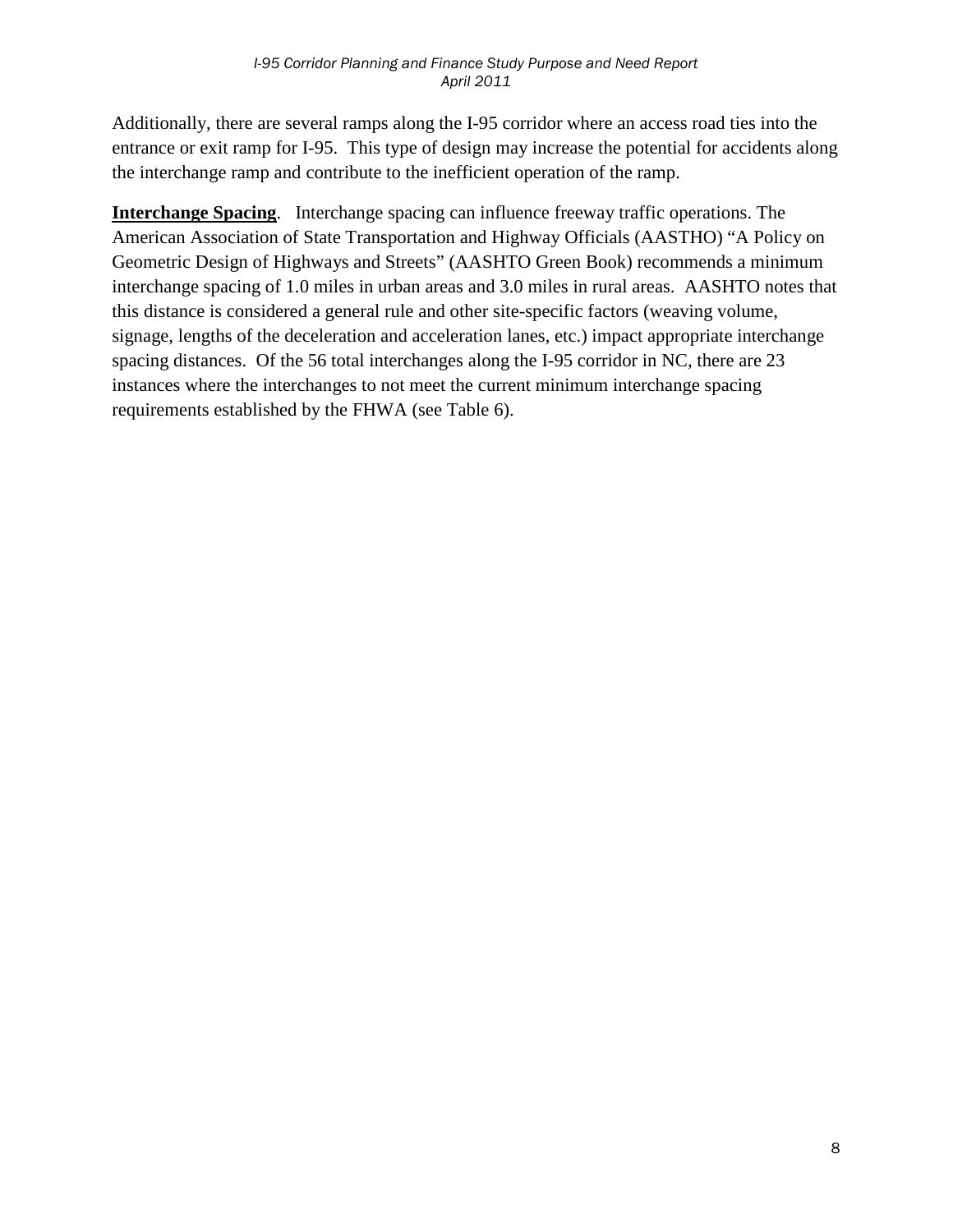Additionally, there are several ramps along the I-95 corridor where an access road ties into the entrance or exit ramp for I-95. This type of design may increase the potential for accidents along the interchange ramp and contribute to the inefficient operation of the ramp.

**Interchange Spacing**. Interchange spacing can influence freeway traffic operations. The American Association of State Transportation and Highway Officials (AASTHO) "A Policy on Geometric Design of Highways and Streets" (AASHTO Green Book) recommends a minimum interchange spacing of 1.0 miles in urban areas and 3.0 miles in rural areas. AASHTO notes that this distance is considered a general rule and other site-specific factors (weaving volume, signage, lengths of the deceleration and acceleration lanes, etc.) impact appropriate interchange spacing distances. Of the 56 total interchanges along the I-95 corridor in NC, there are 23 instances where the interchanges to not meet the current minimum interchange spacing requirements established by the FHWA (see Table 6).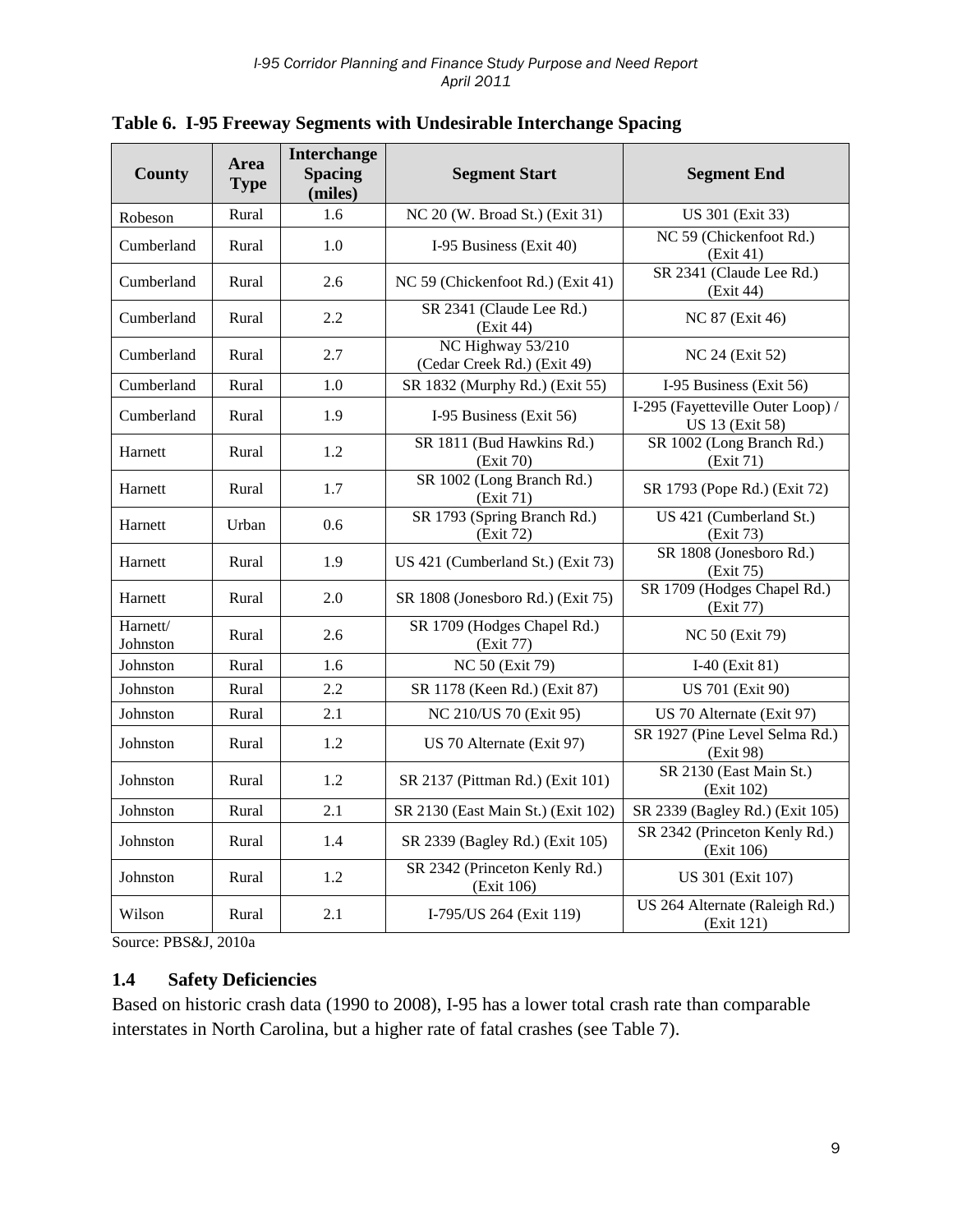**Table 6. I-95 Freeway Segments with Undesirable Interchange Spacing**

| County | Area Type | Interchange Spacing (miles) | Segment Start | Segment End |
|---|---|---|---|---|
| Robeson | Rural | 1.6 | NC 20 (W. Broad St.) (Exit 31) | US 301 (Exit 33) |
| Cumberland | Rural | 1.0 | I-95 Business (Exit 40) | NC 59 (Chickenfoot Rd.) (Exit 41) |
| Cumberland | Rural | 2.6 | NC 59 (Chickenfoot Rd.) (Exit 41) | SR 2341 (Claude Lee Rd.) (Exit 44) |
| Cumberland | Rural | 2.2 | SR 2341 (Claude Lee Rd.) (Exit 44) | NC 87 (Exit 46) |
| Cumberland | Rural | 2.7 | NC Highway 53/210 (Cedar Creek Rd.) (Exit 49) | NC 24 (Exit 52) |
| Cumberland | Rural | 1.0 | SR 1832 (Murphy Rd.) (Exit 55) | I-95 Business (Exit 56) |
| Cumberland | Rural | 1.9 | I-95 Business (Exit 56) | I-295 (Fayetteville Outer Loop) / US 13 (Exit 58) |
| Harnett | Rural | 1.2 | SR 1811 (Bud Hawkins Rd.) (Exit 70) | SR 1002 (Long Branch Rd.) (Exit 71) |
| Harnett | Rural | 1.7 | SR 1002 (Long Branch Rd.) (Exit 71) | SR 1793 (Pope Rd.) (Exit 72) |
| Harnett | Urban | 0.6 | SR 1793 (Spring Branch Rd.) (Exit 72) | US 421 (Cumberland St.) (Exit 73) |
| Harnett | Rural | 1.9 | US 421 (Cumberland St.) (Exit 73) | SR 1808 (Jonesboro Rd.) (Exit 75) |
| Harnett | Rural | 2.0 | SR 1808 (Jonesboro Rd.) (Exit 75) | SR 1709 (Hodges Chapel Rd.) (Exit 77) |
| Harnett/ Johnston | Rural | 2.6 | SR 1709 (Hodges Chapel Rd.) (Exit 77) | NC 50 (Exit 79) |
| Johnston | Rural | 1.6 | NC 50 (Exit 79) | I-40 (Exit 81) |
| Johnston | Rural | 2.2 | SR 1178 (Keen Rd.) (Exit 87) | US 701 (Exit 90) |
| Johnston | Rural | 2.1 | NC 210/US 70 (Exit 95) | US 70 Alternate (Exit 97) |
| Johnston | Rural | 1.2 | US 70 Alternate (Exit 97) | SR 1927 (Pine Level Selma Rd.) (Exit 98) |
| Johnston | Rural | 1.2 | SR 2137 (Pittman Rd.) (Exit 101) | SR 2130 (East Main St.) (Exit 102) |
| Johnston | Rural | 2.1 | SR 2130 (East Main St.) (Exit 102) | SR 2339 (Bagley Rd.) (Exit 105) |
| Johnston | Rural | 1.4 | SR 2339 (Bagley Rd.) (Exit 105) | SR 2342 (Princeton Kenly Rd.) (Exit 106) |
| Johnston | Rural | 1.2 | SR 2342 (Princeton Kenly Rd.) (Exit 106) | US 301 (Exit 107) |
| Wilson | Rural | 2.1 | I-795/US 264 (Exit 119) | US 264 Alternate (Raleigh Rd.) (Exit 121) |

Source: PBS&J, 2010a

## 1.4 Safety Deficiencies

Based on historic crash data (1990 to 2008), I-95 has a lower total crash rate than comparable interstates in North Carolina, but a higher rate of fatal crashes (see Table 7).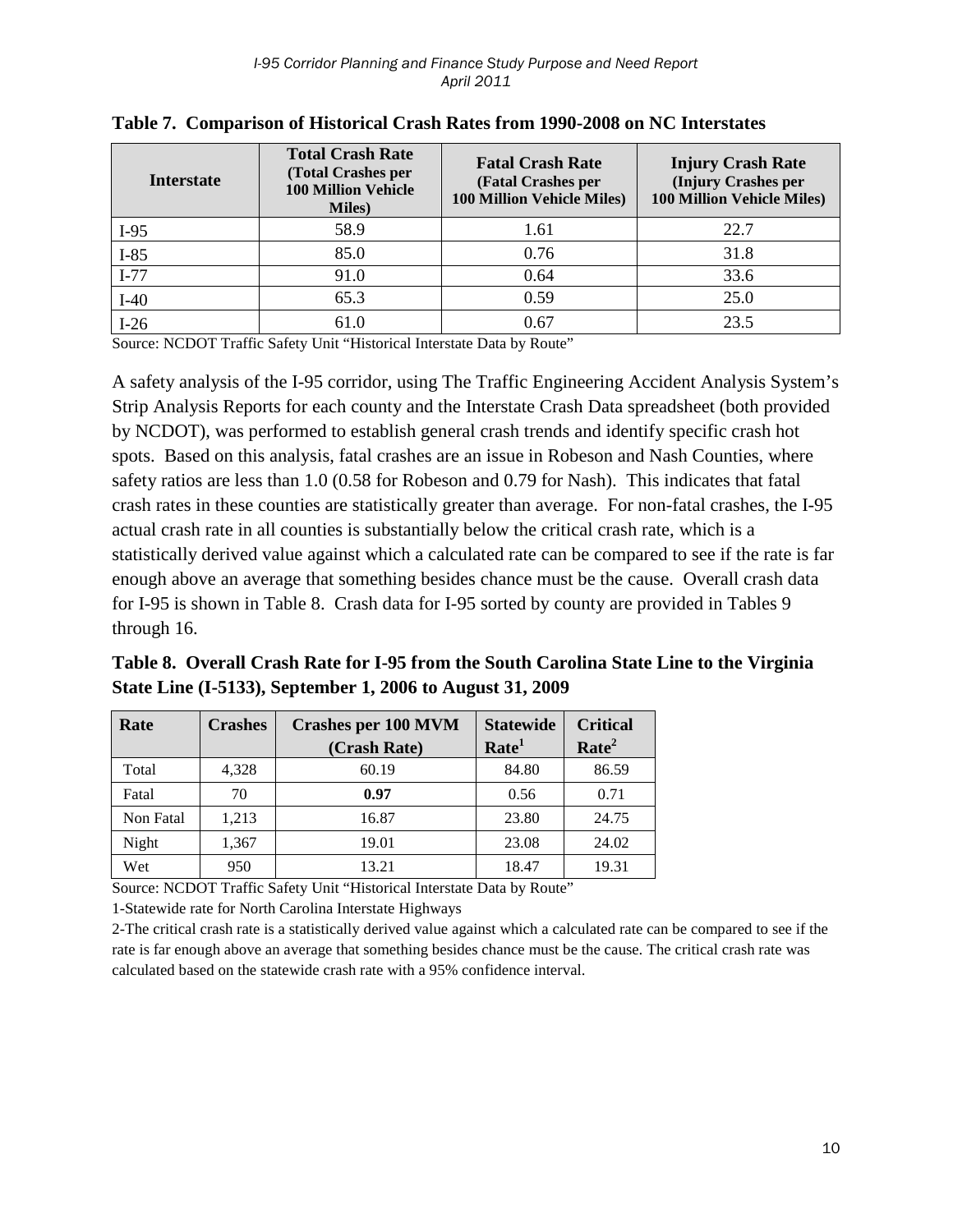**Table 7. Comparison of Historical Crash Rates from 1990-2008 on NC Interstates**

| Interstate | Total Crash Rate (Total Crashes per 100 Million Vehicle Miles) | Fatal Crash Rate (Fatal Crashes per 100 Million Vehicle Miles) | Injury Crash Rate (Injury Crashes per 100 Million Vehicle Miles) |
|---|---|---|---|
| I-95 | 58.9 | 1.61 | 22.7 |
| I-85 | 85.0 | 0.76 | 31.8 |
| I-77 | 91.0 | 0.64 | 33.6 |
| I-40 | 65.3 | 0.59 | 25.0 |
| I-26 | 61.0 | 0.67 | 23.5 |

Source: NCDOT Traffic Safety Unit "Historical Interstate Data by Route"

A safety analysis of the I-95 corridor, using The Traffic Engineering Accident Analysis System's Strip Analysis Reports for each county and the Interstate Crash Data spreadsheet (both provided by NCDOT), was performed to establish general crash trends and identify specific crash hot spots. Based on this analysis, fatal crashes are an issue in Robeson and Nash Counties, where safety ratios are less than 1.0 (0.58 for Robeson and 0.79 for Nash). This indicates that fatal crash rates in these counties are statistically greater than average. For non-fatal crashes, the I-95 actual crash rate in all counties is substantially below the critical crash rate, which is a statistically derived value against which a calculated rate can be compared to see if the rate is far enough above an average that something besides chance must be the cause. Overall crash data for I-95 is shown in Table 8. Crash data for I-95 sorted by county are provided in Tables 9 through 16.

**Table 8. Overall Crash Rate for I-95 from the South Carolina State Line to the Virginia State Line (I-5133), September 1, 2006 to August 31, 2009**

| Rate | Crashes | Crashes per 100 MVM (Crash Rate) | Statewide Rate[1] | Critical Rate[2] |
|---|---|---|---|---|
| Total | 4,328 | 60.19 | 84.80 | 86.59 |
| Fatal | 70 | **0.97** | 0.56 | 0.71 |
| Non Fatal | 1,213 | 16.87 | 23.80 | 24.75 |
| Night | 1,367 | 19.01 | 23.08 | 24.02 |
| Wet | 950 | 13.21 | 18.47 | 19.31 |

Source: NCDOT Traffic Safety Unit "Historical Interstate Data by Route"

1-Statewide rate for North Carolina Interstate Highways

2-The critical crash rate is a statistically derived value against which a calculated rate can be compared to see if the rate is far enough above an average that something besides chance must be the cause. The critical crash rate was calculated based on the statewide crash rate with a 95% confidence interval.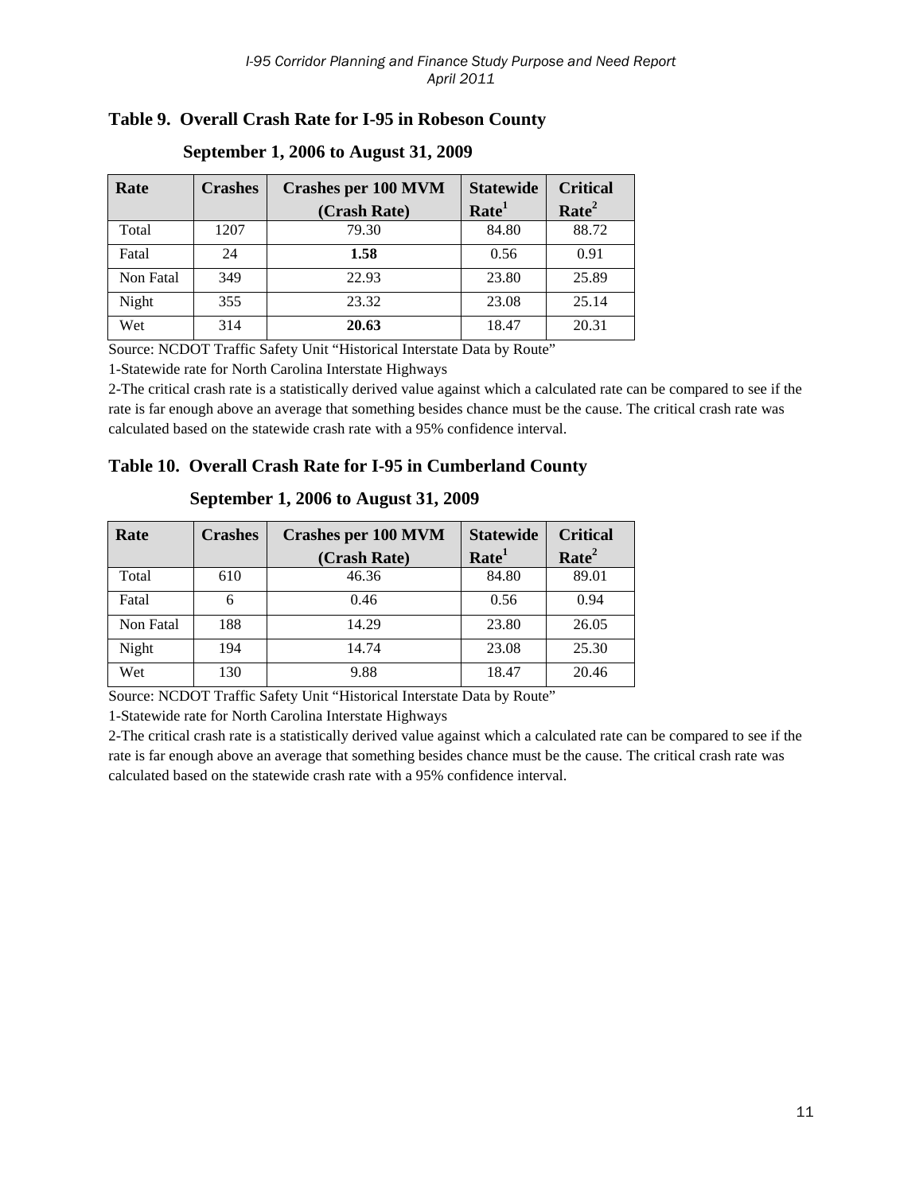### Table 9. Overall Crash Rate for I-95 in Robeson County

### September 1, 2006 to August 31, 2009

| Rate | Crashes | Crashes per 100 MVM (Crash Rate) | Statewide Rate[1] | Critical Rate[2] |
|---|---|---|---|---|
| Total | 1207 | 79.30 | 84.80 | 88.72 |
| Fatal | 24 | **1.58** | 0.56 | 0.91 |
| Non Fatal | 349 | 22.93 | 23.80 | 25.89 |
| Night | 355 | 23.32 | 23.08 | 25.14 |
| Wet | 314 | **20.63** | 18.47 | 20.31 |

Source: NCDOT Traffic Safety Unit "Historical Interstate Data by Route"

1-Statewide rate for North Carolina Interstate Highways

2-The critical crash rate is a statistically derived value against which a calculated rate can be compared to see if the rate is far enough above an average that something besides chance must be the cause. The critical crash rate was calculated based on the statewide crash rate with a 95% confidence interval.

### Table 10. Overall Crash Rate for I-95 in Cumberland County

### September 1, 2006 to August 31, 2009

| Rate | Crashes | Crashes per 100 MVM (Crash Rate) | Statewide Rate[1] | Critical Rate[2] |
|---|---|---|---|---|
| Total | 610 | 46.36 | 84.80 | 89.01 |
| Fatal | 6 | 0.46 | 0.56 | 0.94 |
| Non Fatal | 188 | 14.29 | 23.80 | 26.05 |
| Night | 194 | 14.74 | 23.08 | 25.30 |
| Wet | 130 | 9.88 | 18.47 | 20.46 |

Source: NCDOT Traffic Safety Unit "Historical Interstate Data by Route"

1-Statewide rate for North Carolina Interstate Highways

2-The critical crash rate is a statistically derived value against which a calculated rate can be compared to see if the rate is far enough above an average that something besides chance must be the cause. The critical crash rate was calculated based on the statewide crash rate with a 95% confidence interval.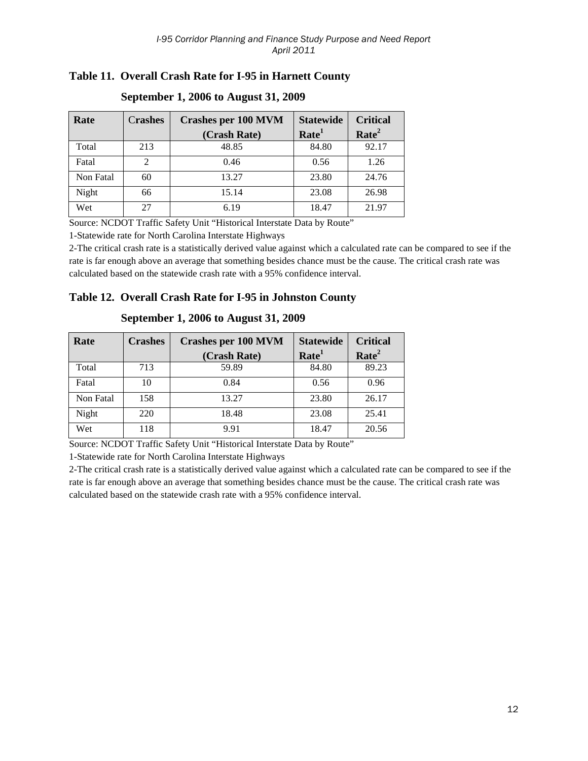### Table 11. Overall Crash Rate for I-95 in Harnett County

**September 1, 2006 to August 31, 2009**

| Rate | Crashes | Crashes per 100 MVM (Crash Rate) | Statewide Rate[1] | Critical Rate[2] |
|---|---|---|---|---|
| Total | 213 | 48.85 | 84.80 | 92.17 |
| Fatal | 2 | 0.46 | 0.56 | 1.26 |
| Non Fatal | 60 | 13.27 | 23.80 | 24.76 |
| Night | 66 | 15.14 | 23.08 | 26.98 |
| Wet | 27 | 6.19 | 18.47 | 21.97 |

Source: NCDOT Traffic Safety Unit "Historical Interstate Data by Route"

1-Statewide rate for North Carolina Interstate Highways

2-The critical crash rate is a statistically derived value against which a calculated rate can be compared to see if the rate is far enough above an average that something besides chance must be the cause. The critical crash rate was calculated based on the statewide crash rate with a 95% confidence interval.

### Table 12. Overall Crash Rate for I-95 in Johnston County

**September 1, 2006 to August 31, 2009**

| Rate | Crashes | Crashes per 100 MVM (Crash Rate) | Statewide Rate[1] | Critical Rate[2] |
|---|---|---|---|---|
| Total | 713 | 59.89 | 84.80 | 89.23 |
| Fatal | 10 | 0.84 | 0.56 | 0.96 |
| Non Fatal | 158 | 13.27 | 23.80 | 26.17 |
| Night | 220 | 18.48 | 23.08 | 25.41 |
| Wet | 118 | 9.91 | 18.47 | 20.56 |

Source: NCDOT Traffic Safety Unit "Historical Interstate Data by Route"

1-Statewide rate for North Carolina Interstate Highways

2-The critical crash rate is a statistically derived value against which a calculated rate can be compared to see if the rate is far enough above an average that something besides chance must be the cause. The critical crash rate was calculated based on the statewide crash rate with a 95% confidence interval.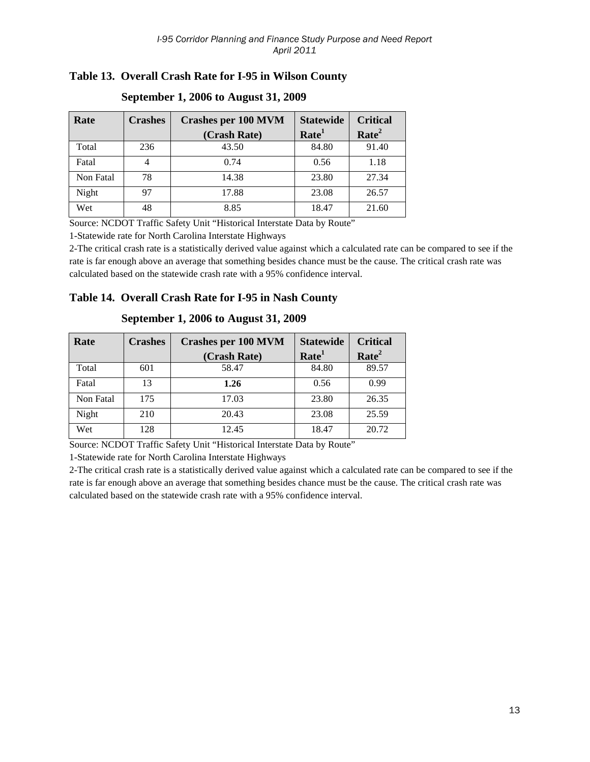### Table 13. Overall Crash Rate for I-95 in Wilson County

#### September 1, 2006 to August 31, 2009

| Rate | Crashes | Crashes per 100 MVM (Crash Rate) | Statewide Rate[1] | Critical Rate[2] |
|---|---|---|---|---|
| Total | 236 | 43.50 | 84.80 | 91.40 |
| Fatal | 4 | 0.74 | 0.56 | 1.18 |
| Non Fatal | 78 | 14.38 | 23.80 | 27.34 |
| Night | 97 | 17.88 | 23.08 | 26.57 |
| Wet | 48 | 8.85 | 18.47 | 21.60 |

Source: NCDOT Traffic Safety Unit "Historical Interstate Data by Route"

1-Statewide rate for North Carolina Interstate Highways

2-The critical crash rate is a statistically derived value against which a calculated rate can be compared to see if the rate is far enough above an average that something besides chance must be the cause. The critical crash rate was calculated based on the statewide crash rate with a 95% confidence interval.

### Table 14. Overall Crash Rate for I-95 in Nash County

#### September 1, 2006 to August 31, 2009

| Rate | Crashes | Crashes per 100 MVM (Crash Rate) | Statewide Rate[1] | Critical Rate[2] |
|---|---|---|---|---|
| Total | 601 | 58.47 | 84.80 | 89.57 |
| Fatal | 13 | **1.26** | 0.56 | 0.99 |
| Non Fatal | 175 | 17.03 | 23.80 | 26.35 |
| Night | 210 | 20.43 | 23.08 | 25.59 |
| Wet | 128 | 12.45 | 18.47 | 20.72 |

Source: NCDOT Traffic Safety Unit "Historical Interstate Data by Route"

1-Statewide rate for North Carolina Interstate Highways

2-The critical crash rate is a statistically derived value against which a calculated rate can be compared to see if the rate is far enough above an average that something besides chance must be the cause. The critical crash rate was calculated based on the statewide crash rate with a 95% confidence interval.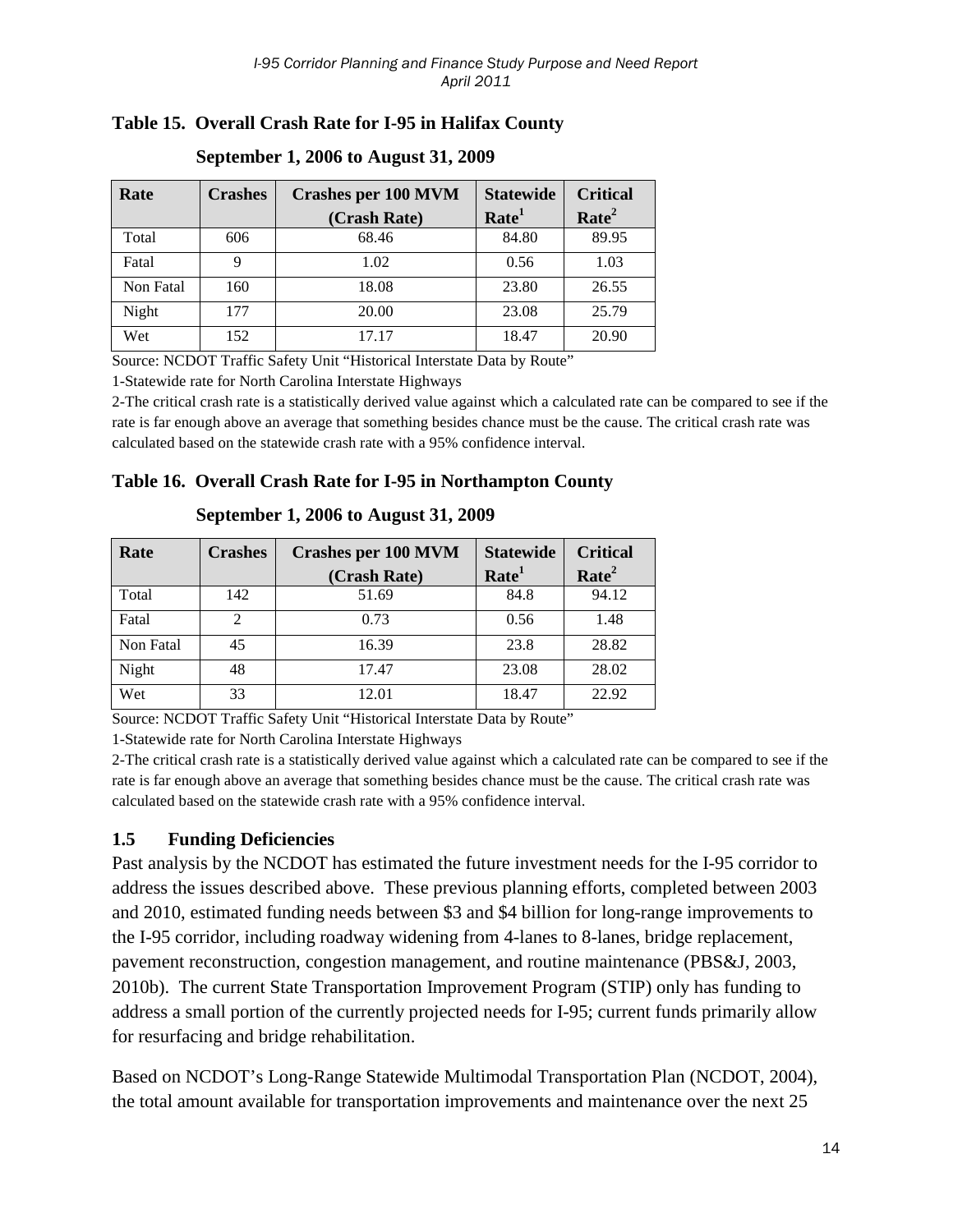**Table 15. Overall Crash Rate for I-95 in Halifax County**

**September 1, 2006 to August 31, 2009**

| Rate | Crashes | Crashes per 100 MVM (Crash Rate) | Statewide Rate[1] | Critical Rate[2] |
|---|---|---|---|---|
| Total | 606 | 68.46 | 84.80 | 89.95 |
| Fatal | 9 | 1.02 | 0.56 | 1.03 |
| Non Fatal | 160 | 18.08 | 23.80 | 26.55 |
| Night | 177 | 20.00 | 23.08 | 25.79 |
| Wet | 152 | 17.17 | 18.47 | 20.90 |

Source: NCDOT Traffic Safety Unit "Historical Interstate Data by Route"

1-Statewide rate for North Carolina Interstate Highways

2-The critical crash rate is a statistically derived value against which a calculated rate can be compared to see if the rate is far enough above an average that something besides chance must be the cause. The critical crash rate was calculated based on the statewide crash rate with a 95% confidence interval.

**Table 16. Overall Crash Rate for I-95 in Northampton County**

**September 1, 2006 to August 31, 2009**

| Rate | Crashes | Crashes per 100 MVM (Crash Rate) | Statewide Rate[1] | Critical Rate[2] |
|---|---|---|---|---|
| Total | 142 | 51.69 | 84.8 | 94.12 |
| Fatal | 2 | 0.73 | 0.56 | 1.48 |
| Non Fatal | 45 | 16.39 | 23.8 | 28.82 |
| Night | 48 | 17.47 | 23.08 | 28.02 |
| Wet | 33 | 12.01 | 18.47 | 22.92 |

Source: NCDOT Traffic Safety Unit "Historical Interstate Data by Route"

1-Statewide rate for North Carolina Interstate Highways

2-The critical crash rate is a statistically derived value against which a calculated rate can be compared to see if the rate is far enough above an average that something besides chance must be the cause. The critical crash rate was calculated based on the statewide crash rate with a 95% confidence interval.

## 1.5 Funding Deficiencies

Past analysis by the NCDOT has estimated the future investment needs for the I-95 corridor to address the issues described above. These previous planning efforts, completed between 2003 and 2010, estimated funding needs between $3 and $4 billion for long-range improvements to the I-95 corridor, including roadway widening from 4-lanes to 8-lanes, bridge replacement, pavement reconstruction, congestion management, and routine maintenance (PBS&J, 2003, 2010b). The current State Transportation Improvement Program (STIP) only has funding to address a small portion of the currently projected needs for I-95; current funds primarily allow for resurfacing and bridge rehabilitation.

Based on NCDOT's Long-Range Statewide Multimodal Transportation Plan (NCDOT, 2004), the total amount available for transportation improvements and maintenance over the next 25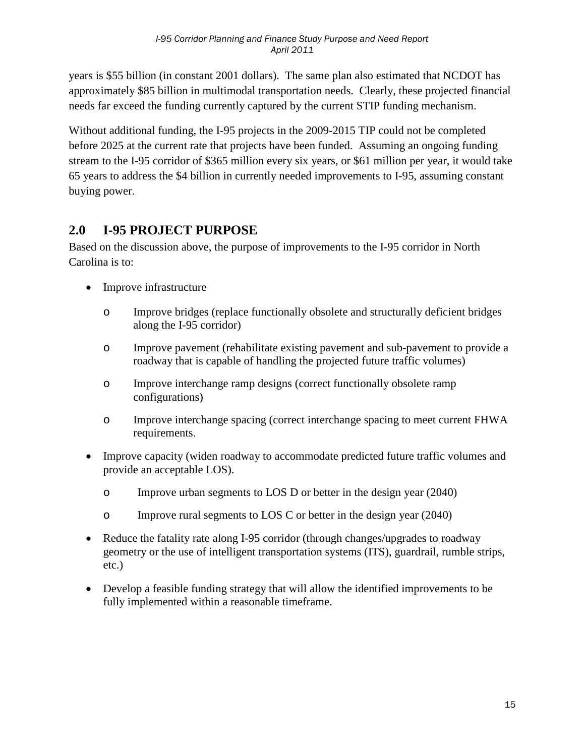years is $55 billion (in constant 2001 dollars). The same plan also estimated that NCDOT has approximately $85 billion in multimodal transportation needs. Clearly, these projected financial needs far exceed the funding currently captured by the current STIP funding mechanism.

Without additional funding, the I-95 projects in the 2009-2015 TIP could not be completed before 2025 at the current rate that projects have been funded. Assuming an ongoing funding stream to the I-95 corridor of $365 million every six years, or $61 million per year, it would take 65 years to address the $4 billion in currently needed improvements to I-95, assuming constant buying power.

## 2.0 I-95 PROJECT PURPOSE

Based on the discussion above, the purpose of improvements to the I-95 corridor in North Carolina is to:

- Improve infrastructure
  - Improve bridges (replace functionally obsolete and structurally deficient bridges along the I-95 corridor)
  - Improve pavement (rehabilitate existing pavement and sub-pavement to provide a roadway that is capable of handling the projected future traffic volumes)
  - Improve interchange ramp designs (correct functionally obsolete ramp configurations)
  - Improve interchange spacing (correct interchange spacing to meet current FHWA requirements.
- Improve capacity (widen roadway to accommodate predicted future traffic volumes and provide an acceptable LOS).
  - Improve urban segments to LOS D or better in the design year (2040)
  - Improve rural segments to LOS C or better in the design year (2040)
- Reduce the fatality rate along I-95 corridor (through changes/upgrades to roadway geometry or the use of intelligent transportation systems (ITS), guardrail, rumble strips, etc.)
- Develop a feasible funding strategy that will allow the identified improvements to be fully implemented within a reasonable timeframe.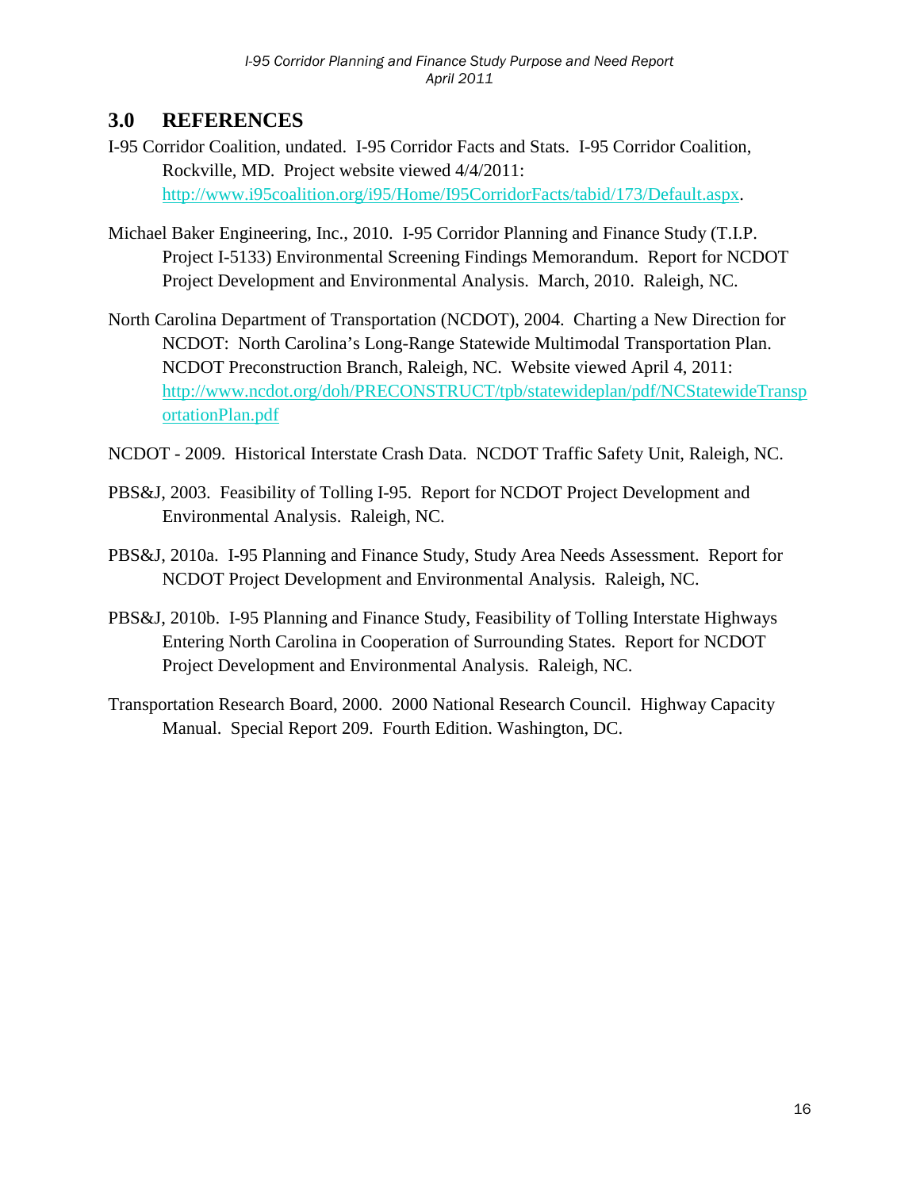## 3.0 REFERENCES

I-95 Corridor Coalition, undated. I-95 Corridor Facts and Stats. I-95 Corridor Coalition, Rockville, MD. Project website viewed 4/4/2011: http://www.i95coalition.org/i95/Home/I95CorridorFacts/tabid/173/Default.aspx.

Michael Baker Engineering, Inc., 2010. I-95 Corridor Planning and Finance Study (T.I.P. Project I-5133) Environmental Screening Findings Memorandum. Report for NCDOT Project Development and Environmental Analysis. March, 2010. Raleigh, NC.

North Carolina Department of Transportation (NCDOT), 2004. Charting a New Direction for NCDOT: North Carolina's Long-Range Statewide Multimodal Transportation Plan. NCDOT Preconstruction Branch, Raleigh, NC. Website viewed April 4, 2011: http://www.ncdot.org/doh/PRECONSTRUCT/tpb/statewideplan/pdf/NCStatewideTransportationPlan.pdf

NCDOT - 2009. Historical Interstate Crash Data. NCDOT Traffic Safety Unit, Raleigh, NC.

PBS&J, 2003. Feasibility of Tolling I-95. Report for NCDOT Project Development and Environmental Analysis. Raleigh, NC.

PBS&J, 2010a. I-95 Planning and Finance Study, Study Area Needs Assessment. Report for NCDOT Project Development and Environmental Analysis. Raleigh, NC.

PBS&J, 2010b. I-95 Planning and Finance Study, Feasibility of Tolling Interstate Highways Entering North Carolina in Cooperation of Surrounding States. Report for NCDOT Project Development and Environmental Analysis. Raleigh, NC.

Transportation Research Board, 2000. 2000 National Research Council. Highway Capacity Manual. Special Report 209. Fourth Edition. Washington, DC.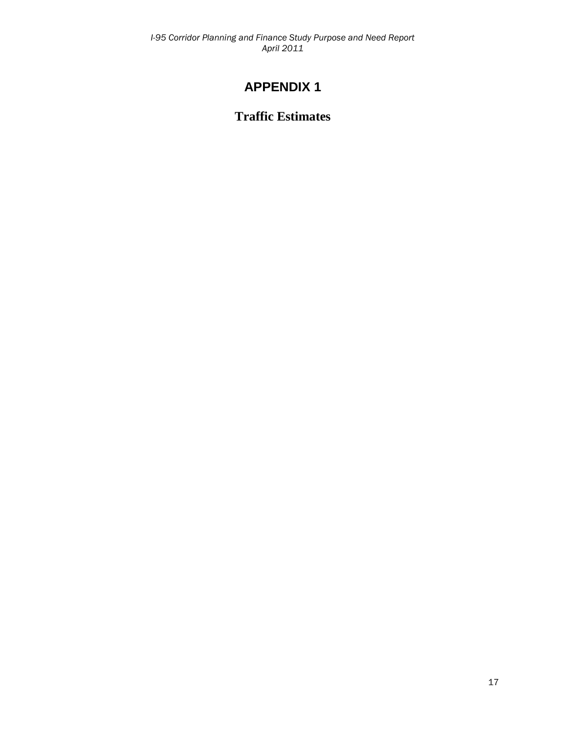# APPENDIX 1

## Traffic Estimates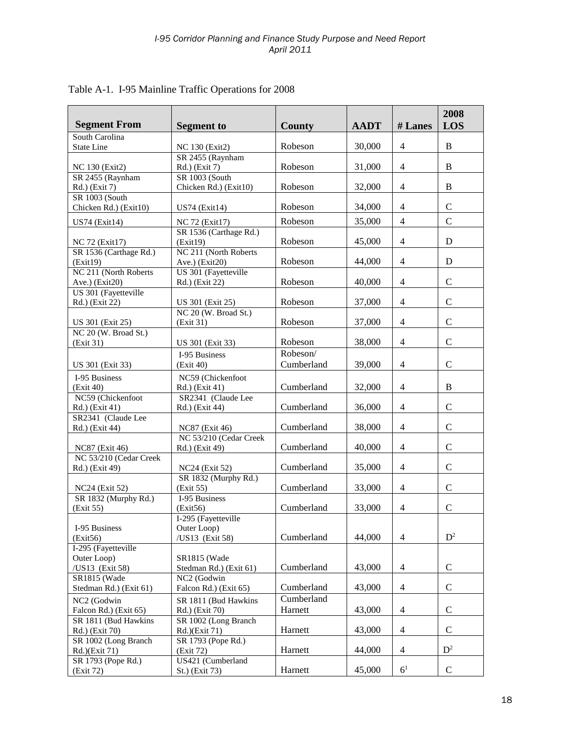Table A-1. I-95 Mainline Traffic Operations for 2008

| Segment From | Segment to | County | AADT | # Lanes | 2008 LOS |
|---|---|---|---|---|---|
| South Carolina State Line | NC 130 (Exit2) | Robeson | 30,000 | 4 | B |
| NC 130 (Exit2) | SR 2455 (Raynham Rd.) (Exit 7) | Robeson | 31,000 | 4 | B |
| SR 2455 (Raynham Rd.) (Exit 7) | SR 1003 (South Chicken Rd.) (Exit10) | Robeson | 32,000 | 4 | B |
| SR 1003 (South Chicken Rd.) (Exit10) | US74 (Exit14) | Robeson | 34,000 | 4 | C |
| US74 (Exit14) | NC 72 (Exit17) | Robeson | 35,000 | 4 | C |
| NC 72 (Exit17) | SR 1536 (Carthage Rd.) (Exit19) | Robeson | 45,000 | 4 | D |
| SR 1536 (Carthage Rd.) (Exit19) | NC 211 (North Roberts Ave.) (Exit20) | Robeson | 44,000 | 4 | D |
| NC 211 (North Roberts Ave.) (Exit20) | US 301 (Fayetteville Rd.) (Exit 22) | Robeson | 40,000 | 4 | C |
| US 301 (Fayetteville Rd.) (Exit 22) | US 301 (Exit 25) | Robeson | 37,000 | 4 | C |
| US 301 (Exit 25) | NC 20 (W. Broad St.) (Exit 31) | Robeson | 37,000 | 4 | C |
| NC 20 (W. Broad St.) (Exit 31) | US 301 (Exit 33) | Robeson | 38,000 | 4 | C |
| US 301 (Exit 33) | I-95 Business (Exit 40) | Robeson/ Cumberland | 39,000 | 4 | C |
| I-95 Business (Exit 40) | NC59 (Chickenfoot Rd.) (Exit 41) | Cumberland | 32,000 | 4 | B |
| NC59 (Chickenfoot Rd.) (Exit 41) | SR2341 (Claude Lee Rd.) (Exit 44) | Cumberland | 36,000 | 4 | C |
| SR2341 (Claude Lee Rd.) (Exit 44) | NC87 (Exit 46) | Cumberland | 38,000 | 4 | C |
| NC87 (Exit 46) | NC 53/210 (Cedar Creek Rd.) (Exit 49) | Cumberland | 40,000 | 4 | C |
| NC 53/210 (Cedar Creek Rd.) (Exit 49) | NC24 (Exit 52) | Cumberland | 35,000 | 4 | C |
| NC24 (Exit 52) | SR 1832 (Murphy Rd.) (Exit 55) | Cumberland | 33,000 | 4 | C |
| SR 1832 (Murphy Rd.) (Exit 55) | I-95 Business (Exit56) | Cumberland | 33,000 | 4 | C |
| I-95 Business (Exit56) | I-295 (Fayetteville Outer Loop) /US13 (Exit 58) | Cumberland | 44,000 | 4 | D[2] |
| I-295 (Fayetteville Outer Loop) /US13 (Exit 58) | SR1815 (Wade Stedman Rd.) (Exit 61) | Cumberland | 43,000 | 4 | C |
| SR1815 (Wade Stedman Rd.) (Exit 61) | NC2 (Godwin Falcon Rd.) (Exit 65) | Cumberland | 43,000 | 4 | C |
| NC2 (Godwin Falcon Rd.) (Exit 65) | SR 1811 (Bud Hawkins Rd.) (Exit 70) | Cumberland Harnett | 43,000 | 4 | C |
| SR 1811 (Bud Hawkins Rd.) (Exit 70) | SR 1002 (Long Branch Rd.)(Exit 71) | Harnett | 43,000 | 4 | C |
| SR 1002 (Long Branch Rd.)(Exit 71) | SR 1793 (Pope Rd.) (Exit 72) | Harnett | 44,000 | 4 | D[2] |
| SR 1793 (Pope Rd.) (Exit 72) | US421 (Cumberland St.) (Exit 73) | Harnett | 45,000 | 6[1] | C |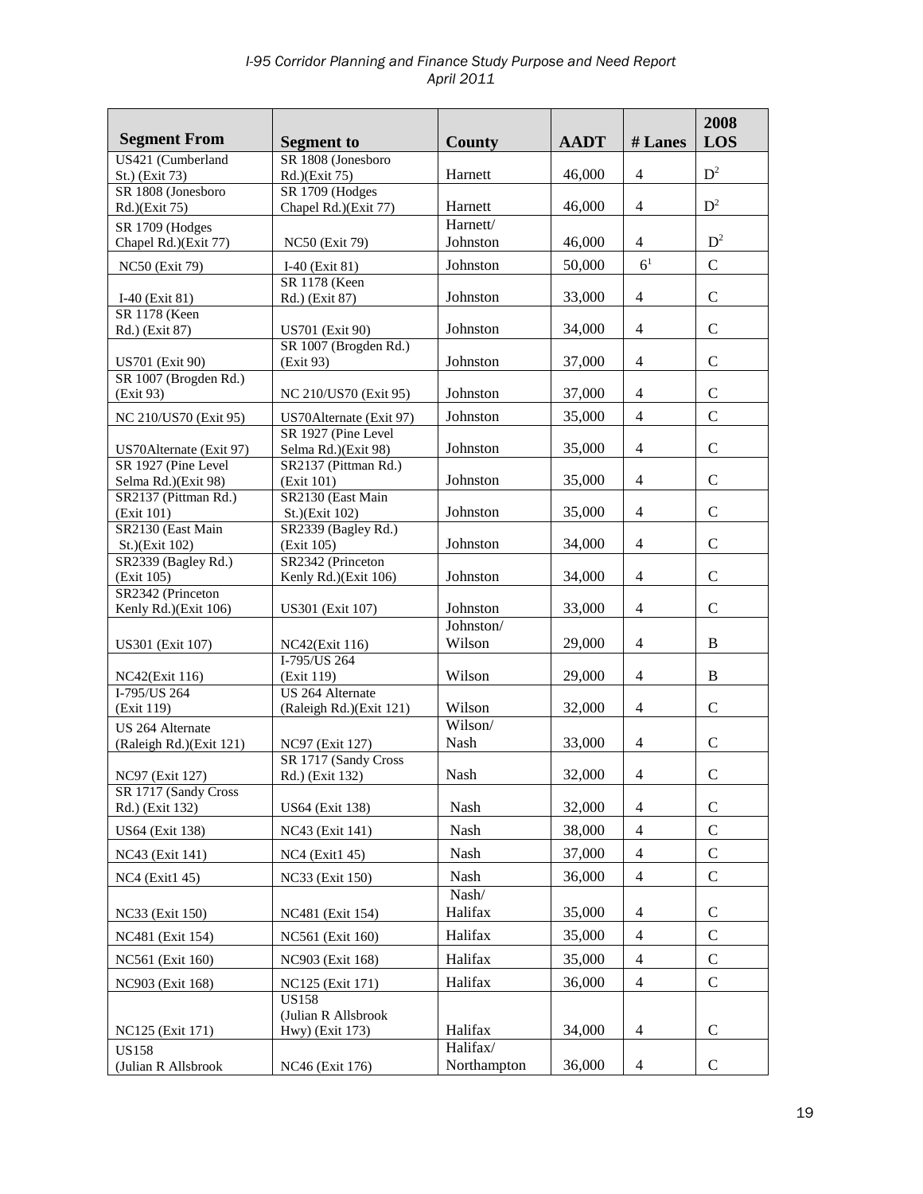| Segment From | Segment to | County | AADT | # Lanes | 2008 LOS |
|---|---|---|---|---|---|
| US421 (Cumberland St.) (Exit 73) | SR 1808 (Jonesboro Rd.)(Exit 75) | Harnett | 46,000 | 4 | D[2] |
| SR 1808 (Jonesboro Rd.)(Exit 75) | SR 1709 (Hodges Chapel Rd.)(Exit 77) | Harnett | 46,000 | 4 | D[2] |
| SR 1709 (Hodges Chapel Rd.)(Exit 77) | NC50 (Exit 79) | Harnett/ Johnston | 46,000 | 4 | D[2] |
| NC50 (Exit 79) | I-40 (Exit 81) | Johnston | 50,000 | 6[1] | C |
| I-40 (Exit 81) | SR 1178 (Keen Rd.) (Exit 87) | Johnston | 33,000 | 4 | C |
| SR 1178 (Keen Rd.) (Exit 87) | US701 (Exit 90) | Johnston | 34,000 | 4 | C |
| US701 (Exit 90) | SR 1007 (Brogden Rd.) (Exit 93) | Johnston | 37,000 | 4 | C |
| SR 1007 (Brogden Rd.) (Exit 93) | NC 210/US70 (Exit 95) | Johnston | 37,000 | 4 | C |
| NC 210/US70 (Exit 95) | US70Alternate (Exit 97) | Johnston | 35,000 | 4 | C |
| US70Alternate (Exit 97) | SR 1927 (Pine Level Selma Rd.)(Exit 98) | Johnston | 35,000 | 4 | C |
| SR 1927 (Pine Level Selma Rd.)(Exit 98) | SR2137 (Pittman Rd.) (Exit 101) | Johnston | 35,000 | 4 | C |
| SR2137 (Pittman Rd.) (Exit 101) | SR2130 (East Main St.)(Exit 102) | Johnston | 35,000 | 4 | C |
| SR2130 (East Main St.)(Exit 102) | SR2339 (Bagley Rd.) (Exit 105) | Johnston | 34,000 | 4 | C |
| SR2339 (Bagley Rd.) (Exit 105) | SR2342 (Princeton Kenly Rd.)(Exit 106) | Johnston | 34,000 | 4 | C |
| SR2342 (Princeton Kenly Rd.)(Exit 106) | US301 (Exit 107) | Johnston | 33,000 | 4 | C |
| US301 (Exit 107) | NC42(Exit 116) | Johnston/ Wilson | 29,000 | 4 | B |
| NC42(Exit 116) | I-795/US 264 (Exit 119) | Wilson | 29,000 | 4 | B |
| I-795/US 264 (Exit 119) | US 264 Alternate (Raleigh Rd.)(Exit 121) | Wilson | 32,000 | 4 | C |
| US 264 Alternate (Raleigh Rd.)(Exit 121) | NC97 (Exit 127) | Wilson/ Nash | 33,000 | 4 | C |
| NC97 (Exit 127) | SR 1717 (Sandy Cross Rd.) (Exit 132) | Nash | 32,000 | 4 | C |
| SR 1717 (Sandy Cross Rd.) (Exit 132) | US64 (Exit 138) | Nash | 32,000 | 4 | C |
| US64 (Exit 138) | NC43 (Exit 141) | Nash | 38,000 | 4 | C |
| NC43 (Exit 141) | NC4 (Exit1 45) | Nash | 37,000 | 4 | C |
| NC4 (Exit1 45) | NC33 (Exit 150) | Nash | 36,000 | 4 | C |
| NC33 (Exit 150) | NC481 (Exit 154) | Nash/ Halifax | 35,000 | 4 | C |
| NC481 (Exit 154) | NC561 (Exit 160) | Halifax | 35,000 | 4 | C |
| NC561 (Exit 160) | NC903 (Exit 168) | Halifax | 35,000 | 4 | C |
| NC903 (Exit 168) | NC125 (Exit 171) | Halifax | 36,000 | 4 | C |
| NC125 (Exit 171) | US158 (Julian R Allsbrook Hwy) (Exit 173) | Halifax | 34,000 | 4 | C |
| US158 (Julian R Allsbrook | NC46 (Exit 176) | Halifax/ Northampton | 36,000 | 4 | C |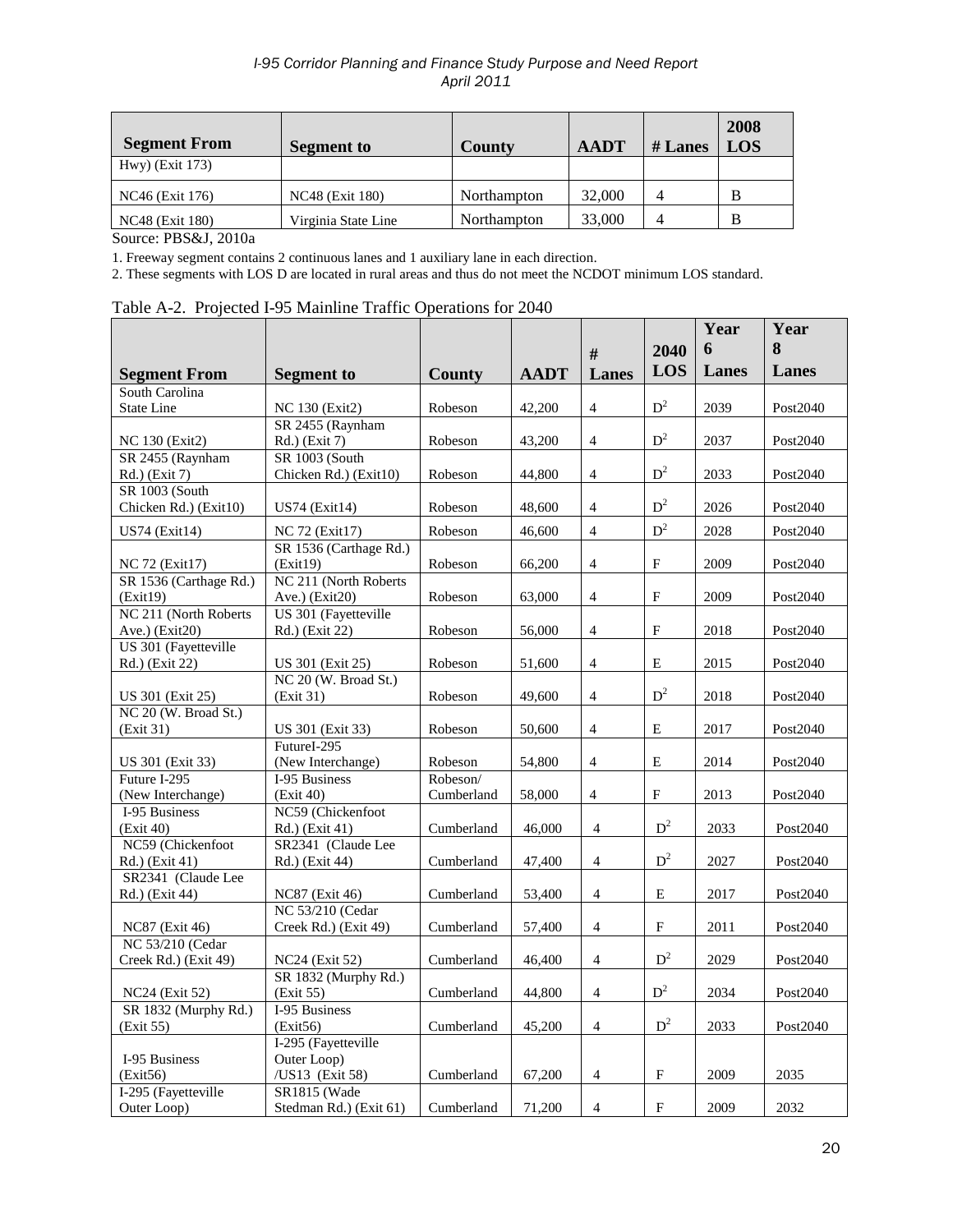| Segment From | Segment to | County | AADT | # Lanes | 2008 LOS |
|---|---|---|---|---|---|
| Hwy) (Exit 173) | | | | | |
| NC46 (Exit 176) | NC48 (Exit 180) | Northampton | 32,000 | 4 | B |
| NC48 (Exit 180) | Virginia State Line | Northampton | 33,000 | 4 | B |

Source: PBS&J, 2010a

1. Freeway segment contains 2 continuous lanes and 1 auxiliary lane in each direction.

2. These segments with LOS D are located in rural areas and thus do not meet the NCDOT minimum LOS standard.

Table A-2. Projected I-95 Mainline Traffic Operations for 2040

| Segment From | Segment to | County | AADT | # Lanes | 2040 LOS | Year 6 Lanes | Year 8 Lanes |
|---|---|---|---|---|---|---|---|
| South Carolina State Line | NC 130 (Exit2) | Robeson | 42,200 | 4 | D[2] | 2039 | Post2040 |
| NC 130 (Exit2) | SR 2455 (Raynham Rd.) (Exit 7) | Robeson | 43,200 | 4 | D[2] | 2037 | Post2040 |
| SR 2455 (Raynham Rd.) (Exit 7) | SR 1003 (South Chicken Rd.) (Exit10) | Robeson | 44,800 | 4 | D[2] | 2033 | Post2040 |
| SR 1003 (South Chicken Rd.) (Exit10) | US74 (Exit14) | Robeson | 48,600 | 4 | D[2] | 2026 | Post2040 |
| US74 (Exit14) | NC 72 (Exit17) | Robeson | 46,600 | 4 | D[2] | 2028 | Post2040 |
| NC 72 (Exit17) | SR 1536 (Carthage Rd.) (Exit19) | Robeson | 66,200 | 4 | F | 2009 | Post2040 |
| SR 1536 (Carthage Rd.) (Exit19) | NC 211 (North Roberts Ave.) (Exit20) | Robeson | 63,000 | 4 | F | 2009 | Post2040 |
| NC 211 (North Roberts Ave.) (Exit20) | US 301 (Fayetteville Rd.) (Exit 22) | Robeson | 56,000 | 4 | F | 2018 | Post2040 |
| US 301 (Fayetteville Rd.) (Exit 22) | US 301 (Exit 25) | Robeson | 51,600 | 4 | E | 2015 | Post2040 |
| US 301 (Exit 25) | NC 20 (W. Broad St.) (Exit 31) | Robeson | 49,600 | 4 | D[2] | 2018 | Post2040 |
| NC 20 (W. Broad St.) (Exit 31) | US 301 (Exit 33) | Robeson | 50,600 | 4 | E | 2017 | Post2040 |
| US 301 (Exit 33) | FutureI-295 (New Interchange) | Robeson | 54,800 | 4 | E | 2014 | Post2040 |
| Future I-295 (New Interchange) | I-95 Business (Exit 40) | Robeson/ Cumberland | 58,000 | 4 | F | 2013 | Post2040 |
| I-95 Business (Exit 40) | NC59 (Chickenfoot Rd.) (Exit 41) | Cumberland | 46,000 | 4 | D[2] | 2033 | Post2040 |
| NC59 (Chickenfoot Rd.) (Exit 41) | SR2341 (Claude Lee Rd.) (Exit 44) | Cumberland | 47,400 | 4 | D[2] | 2027 | Post2040 |
| SR2341 (Claude Lee Rd.) (Exit 44) | NC87 (Exit 46) | Cumberland | 53,400 | 4 | E | 2017 | Post2040 |
| NC87 (Exit 46) | NC 53/210 (Cedar Creek Rd.) (Exit 49) | Cumberland | 57,400 | 4 | F | 2011 | Post2040 |
| NC 53/210 (Cedar Creek Rd.) (Exit 49) | NC24 (Exit 52) | Cumberland | 46,400 | 4 | D[2] | 2029 | Post2040 |
| NC24 (Exit 52) | SR 1832 (Murphy Rd.) (Exit 55) | Cumberland | 44,800 | 4 | D[2] | 2034 | Post2040 |
| SR 1832 (Murphy Rd.) (Exit 55) | I-95 Business (Exit56) | Cumberland | 45,200 | 4 | D[2] | 2033 | Post2040 |
| I-95 Business (Exit56) | I-295 (Fayetteville Outer Loop) /US13 (Exit 58) | Cumberland | 67,200 | 4 | F | 2009 | 2035 |
| I-295 (Fayetteville Outer Loop) | SR1815 (Wade Stedman Rd.) (Exit 61) | Cumberland | 71,200 | 4 | F | 2009 | 2032 |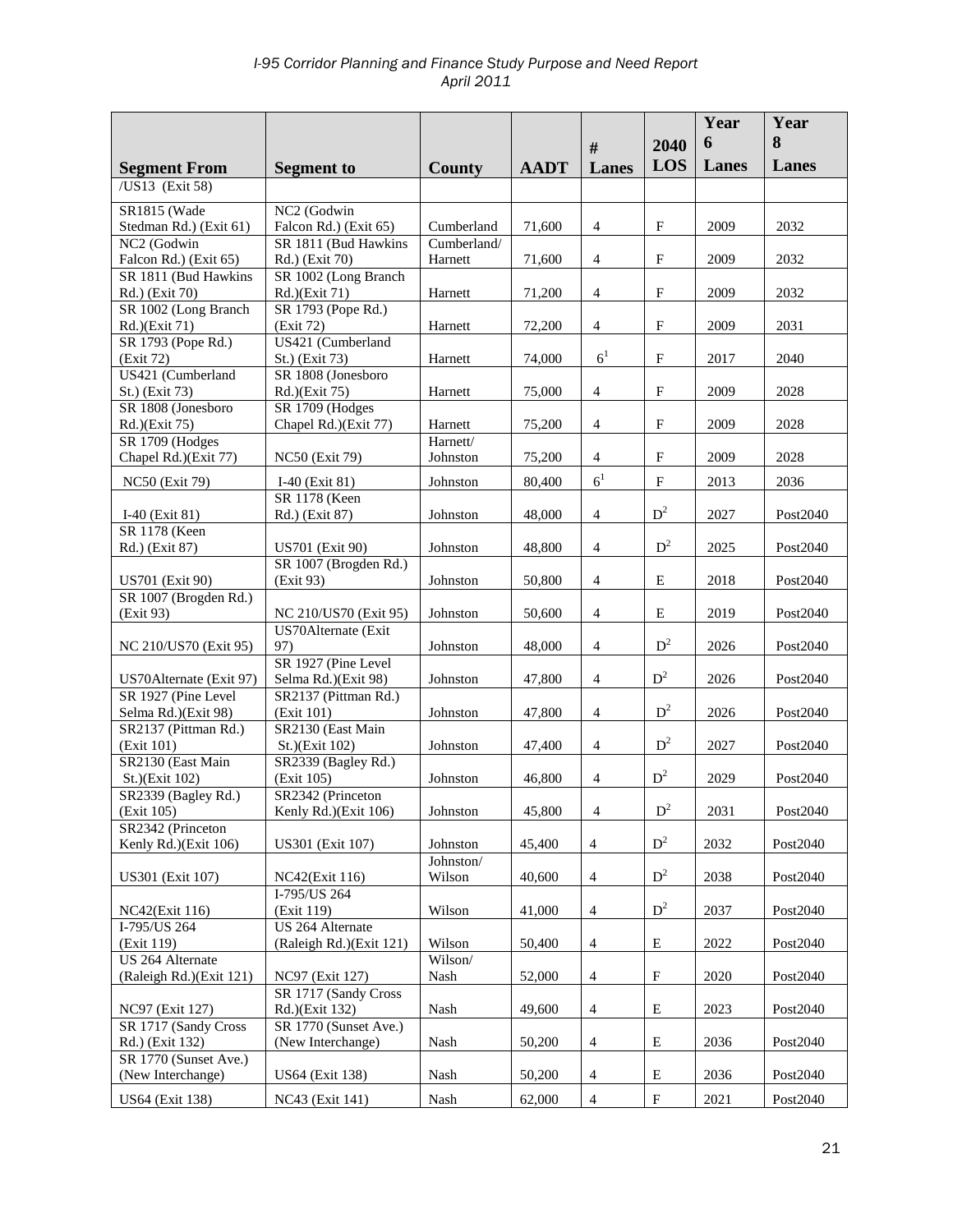| Segment From | Segment to | County | AADT | # Lanes | 2040 LOS | Year 6 Lanes | Year 8 Lanes |
|---|---|---|---|---|---|---|---|
| /US13 (Exit 58) | | | | | | | |
| SR1815 (Wade Stedman Rd.) (Exit 61) | NC2 (Godwin Falcon Rd.) (Exit 65) | Cumberland | 71,600 | 4 | F | 2009 | 2032 |
| NC2 (Godwin Falcon Rd.) (Exit 65) | SR 1811 (Bud Hawkins Rd.) (Exit 70) | Cumberland/ Harnett | 71,600 | 4 | F | 2009 | 2032 |
| SR 1811 (Bud Hawkins Rd.) (Exit 70) | SR 1002 (Long Branch Rd.)(Exit 71) | Harnett | 71,200 | 4 | F | 2009 | 2032 |
| SR 1002 (Long Branch Rd.)(Exit 71) | SR 1793 (Pope Rd.) (Exit 72) | Harnett | 72,200 | 4 | F | 2009 | 2031 |
| SR 1793 (Pope Rd.) (Exit 72) | US421 (Cumberland St.) (Exit 73) | Harnett | 74,000 | 6[1] | F | 2017 | 2040 |
| US421 (Cumberland St.) (Exit 73) | SR 1808 (Jonesboro Rd.)(Exit 75) | Harnett | 75,000 | 4 | F | 2009 | 2028 |
| SR 1808 (Jonesboro Rd.)(Exit 75) | SR 1709 (Hodges Chapel Rd.)(Exit 77) | Harnett | 75,200 | 4 | F | 2009 | 2028 |
| SR 1709 (Hodges Chapel Rd.)(Exit 77) | NC50 (Exit 79) | Harnett/ Johnston | 75,200 | 4 | F | 2009 | 2028 |
| NC50 (Exit 79) | I-40 (Exit 81) | Johnston | 80,400 | 6[1] | F | 2013 | 2036 |
| I-40 (Exit 81) | SR 1178 (Keen Rd.) (Exit 87) | Johnston | 48,000 | 4 | D[2] | 2027 | Post2040 |
| SR 1178 (Keen Rd.) (Exit 87) | US701 (Exit 90) | Johnston | 48,800 | 4 | D[2] | 2025 | Post2040 |
| US701 (Exit 90) | SR 1007 (Brogden Rd.) (Exit 93) | Johnston | 50,800 | 4 | E | 2018 | Post2040 |
| SR 1007 (Brogden Rd.) (Exit 93) | NC 210/US70 (Exit 95) | Johnston | 50,600 | 4 | E | 2019 | Post2040 |
| NC 210/US70 (Exit 95) | US70Alternate (Exit 97) | Johnston | 48,000 | 4 | D[2] | 2026 | Post2040 |
| US70Alternate (Exit 97) | SR 1927 (Pine Level Selma Rd.)(Exit 98) | Johnston | 47,800 | 4 | D[2] | 2026 | Post2040 |
| SR 1927 (Pine Level Selma Rd.)(Exit 98) | SR2137 (Pittman Rd.) (Exit 101) | Johnston | 47,800 | 4 | D[2] | 2026 | Post2040 |
| SR2137 (Pittman Rd.) (Exit 101) | SR2130 (East Main St.)(Exit 102) | Johnston | 47,400 | 4 | D[2] | 2027 | Post2040 |
| SR2130 (East Main St.)(Exit 102) | SR2339 (Bagley Rd.) (Exit 105) | Johnston | 46,800 | 4 | D[2] | 2029 | Post2040 |
| SR2339 (Bagley Rd.) (Exit 105) | SR2342 (Princeton Kenly Rd.)(Exit 106) | Johnston | 45,800 | 4 | D[2] | 2031 | Post2040 |
| SR2342 (Princeton Kenly Rd.)(Exit 106) | US301 (Exit 107) | Johnston | 45,400 | 4 | D[2] | 2032 | Post2040 |
| US301 (Exit 107) | NC42(Exit 116) | Johnston/ Wilson | 40,600 | 4 | D[2] | 2038 | Post2040 |
| NC42(Exit 116) | I-795/US 264 (Exit 119) | Wilson | 41,000 | 4 | D[2] | 2037 | Post2040 |
| I-795/US 264 (Exit 119) | US 264 Alternate (Raleigh Rd.)(Exit 121) | Wilson | 50,400 | 4 | E | 2022 | Post2040 |
| US 264 Alternate (Raleigh Rd.)(Exit 121) | NC97 (Exit 127) | Wilson/ Nash | 52,000 | 4 | F | 2020 | Post2040 |
| NC97 (Exit 127) | SR 1717 (Sandy Cross Rd.)(Exit 132) | Nash | 49,600 | 4 | E | 2023 | Post2040 |
| SR 1717 (Sandy Cross Rd.) (Exit 132) | SR 1770 (Sunset Ave.) (New Interchange) | Nash | 50,200 | 4 | E | 2036 | Post2040 |
| SR 1770 (Sunset Ave.) (New Interchange) | US64 (Exit 138) | Nash | 50,200 | 4 | E | 2036 | Post2040 |
| US64 (Exit 138) | NC43 (Exit 141) | Nash | 62,000 | 4 | F | 2021 | Post2040 |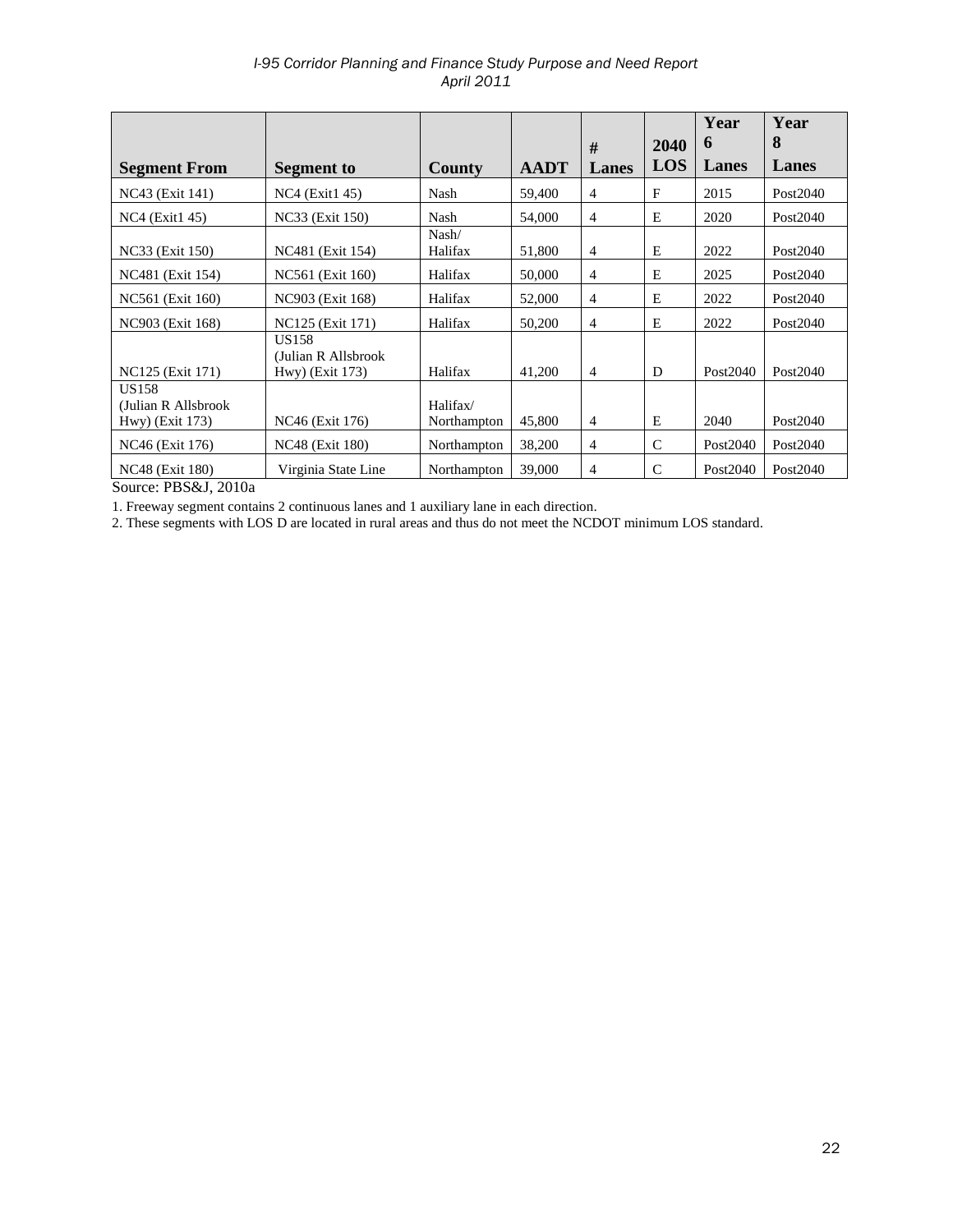| Segment From | Segment to | County | AADT | # Lanes | 2040 LOS | Year 6 Lanes | Year 8 Lanes |
|---|---|---|---|---|---|---|---|
| NC43 (Exit 141) | NC4 (Exit1 45) | Nash | 59,400 | 4 | F | 2015 | Post2040 |
| NC4 (Exit1 45) | NC33 (Exit 150) | Nash | 54,000 | 4 | E | 2020 | Post2040 |
| NC33 (Exit 150) | NC481 (Exit 154) | Nash/ Halifax | 51,800 | 4 | E | 2022 | Post2040 |
| NC481 (Exit 154) | NC561 (Exit 160) | Halifax | 50,000 | 4 | E | 2025 | Post2040 |
| NC561 (Exit 160) | NC903 (Exit 168) | Halifax | 52,000 | 4 | E | 2022 | Post2040 |
| NC903 (Exit 168) | NC125 (Exit 171) | Halifax | 50,200 | 4 | E | 2022 | Post2040 |
| NC125 (Exit 171) | US158 (Julian R Allsbrook Hwy) (Exit 173) | Halifax | 41,200 | 4 | D | Post2040 | Post2040 |
| US158 (Julian R Allsbrook Hwy) (Exit 173) | NC46 (Exit 176) | Halifax/ Northampton | 45,800 | 4 | E | 2040 | Post2040 |
| NC46 (Exit 176) | NC48 (Exit 180) | Northampton | 38,200 | 4 | C | Post2040 | Post2040 |
| NC48 (Exit 180) | Virginia State Line | Northampton | 39,000 | 4 | C | Post2040 | Post2040 |

Source: PBS&J, 2010a

1. Freeway segment contains 2 continuous lanes and 1 auxiliary lane in each direction.

2. These segments with LOS D are located in rural areas and thus do not meet the NCDOT minimum LOS standard.